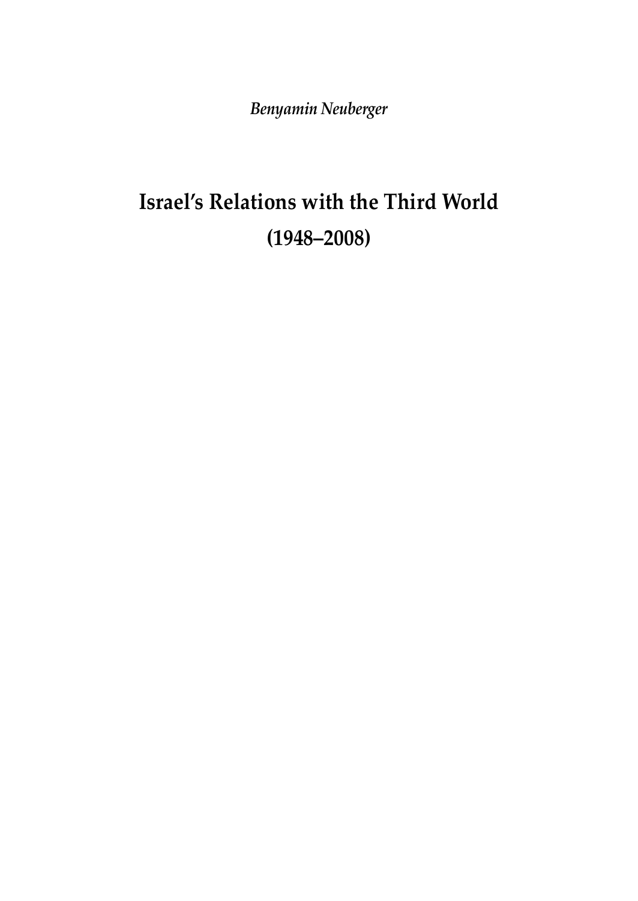*Benyamin Neuberger*

# Israel's Relations with the Third World (1948–2008)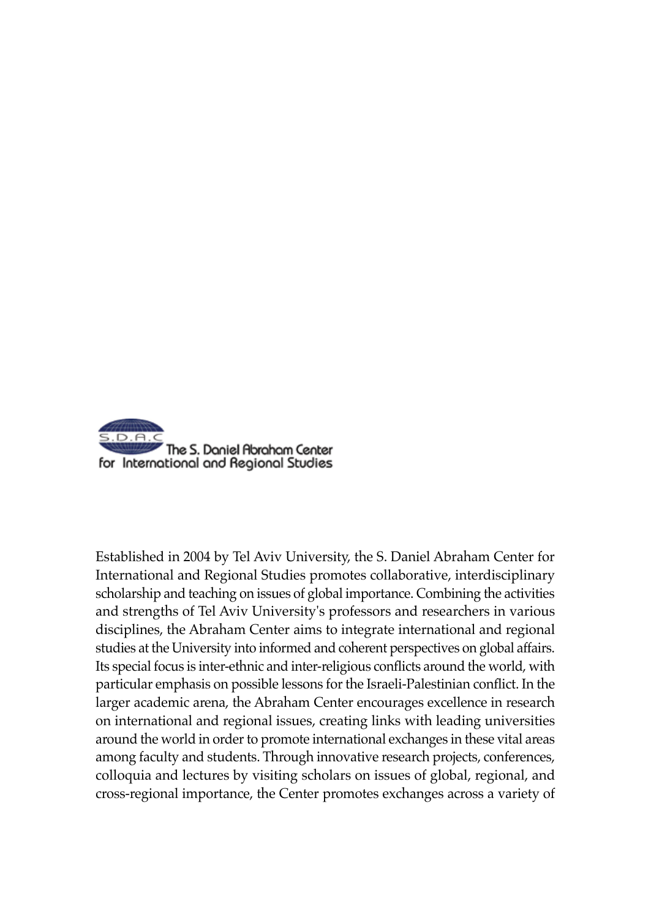S.D.A.C

The S. Daniel Abraham Center for International and Regional Studies

Established in 2004 by Tel Aviv University, the S. Daniel Abraham Center for International and Regional Studies promotes collaborative, interdisciplinary scholarship and teaching on issues of global importance. Combining the activities and strengths of Tel Aviv University's professors and researchers in various disciplines, the Abraham Center aims to integrate international and regional studies at the University into informed and coherent perspectives on global affairs. Its special focus is inter-ethnic and inter-religious conflicts around the world, with particular emphasis on possible lessons for the Israeli-Palestinian conflict. In the larger academic arena, the Abraham Center encourages excellence in research on international and regional issues, creating links with leading universities around the world in order to promote international exchanges in these vital areas among faculty and students. Through innovative research projects, conferences, colloquia and lectures by visiting scholars on issues of global, regional, and cross-regional importance, the Center promotes exchanges across a variety of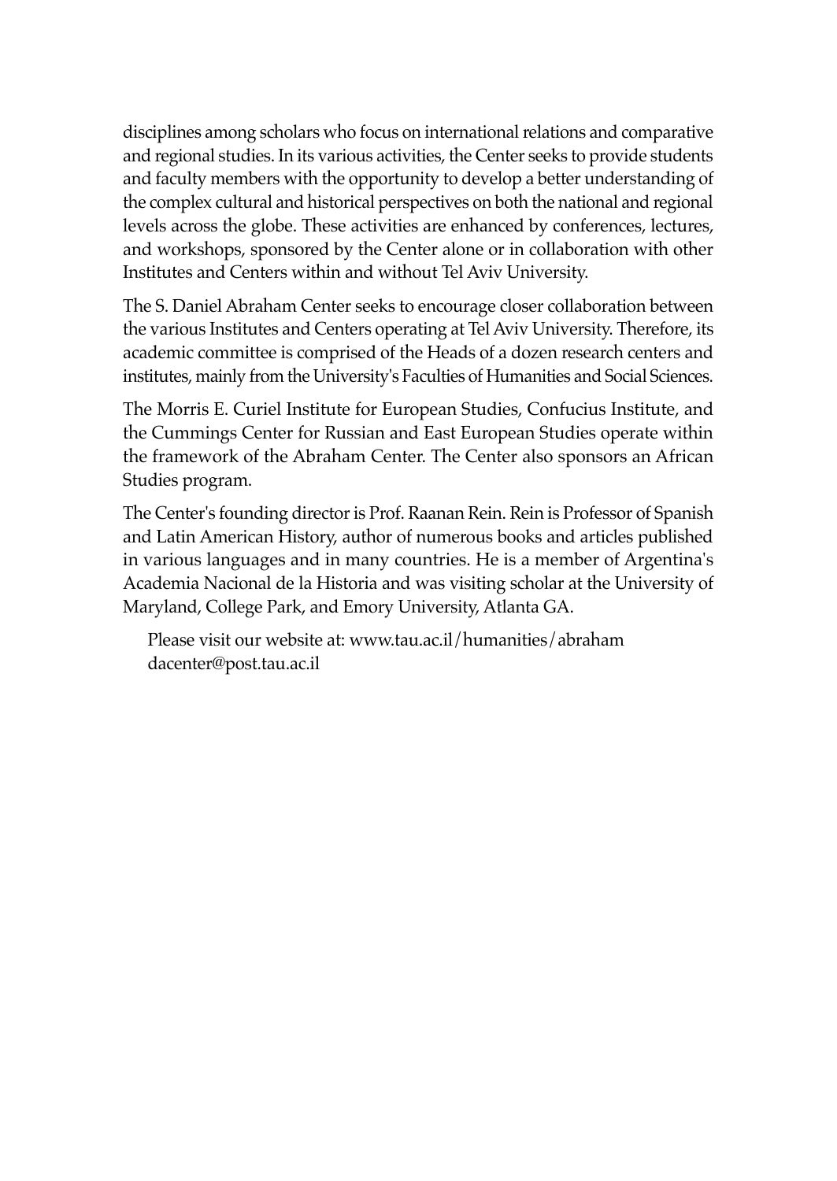disciplines among scholars who focus on international relations and comparative and regional studies. In its various activities, the Center seeks to provide students and faculty members with the opportunity to develop a better understanding of the complex cultural and historical perspectives on both the national and regional levels across the globe. These activities are enhanced by conferences, lectures, and workshops, sponsored by the Center alone or in collaboration with other Institutes and Centers within and without Tel Aviv University.

The S. Daniel Abraham Center seeks to encourage closer collaboration between the various Institutes and Centers operating at Tel Aviv University. Therefore, its academic committee is comprised of the Heads of a dozen research centers and institutes, mainly from the University's Faculties of Humanities and Social Sciences.

The Morris E. Curiel Institute for European Studies, Confucius Institute, and the Cummings Center for Russian and East European Studies operate within the framework of the Abraham Center. The Center also sponsors an African Studies program.

The Center's founding director is Prof. Raanan Rein. Rein is Professor of Spanish and Latin American History, author of numerous books and articles published in various languages and in many countries. He is a member of Argentina's Academia Nacional de la Historia and was visiting scholar at the University of Maryland, College Park, and Emory University, Atlanta GA.

Please visit our website at: www.tau.ac.il/humanities/abraham
dacenter@post.tau.ac.il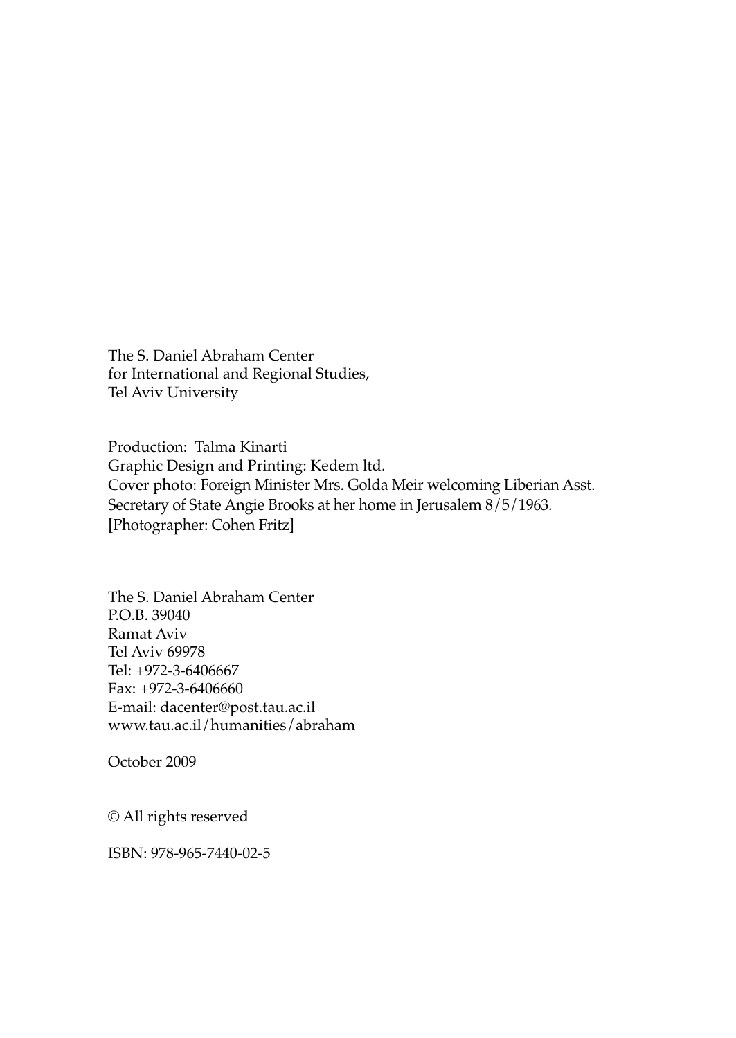The S. Daniel Abraham Center
for International and Regional Studies,
Tel Aviv University

Production: Talma Kinarti
Graphic Design and Printing: Kedem ltd.
Cover photo: Foreign Minister Mrs. Golda Meir welcoming Liberian Asst. Secretary of State Angie Brooks at her home in Jerusalem 8/5/1963.
[Photographer: Cohen Fritz]

The S. Daniel Abraham Center
P.O.B. 39040
Ramat Aviv
Tel Aviv 69978
Tel: +972-3-6406667
Fax: +972-3-6406660
E-mail: dacenter@post.tau.ac.il
www.tau.ac.il/humanities/abraham

October 2009

© All rights reserved

ISBN: 978-965-7440-02-5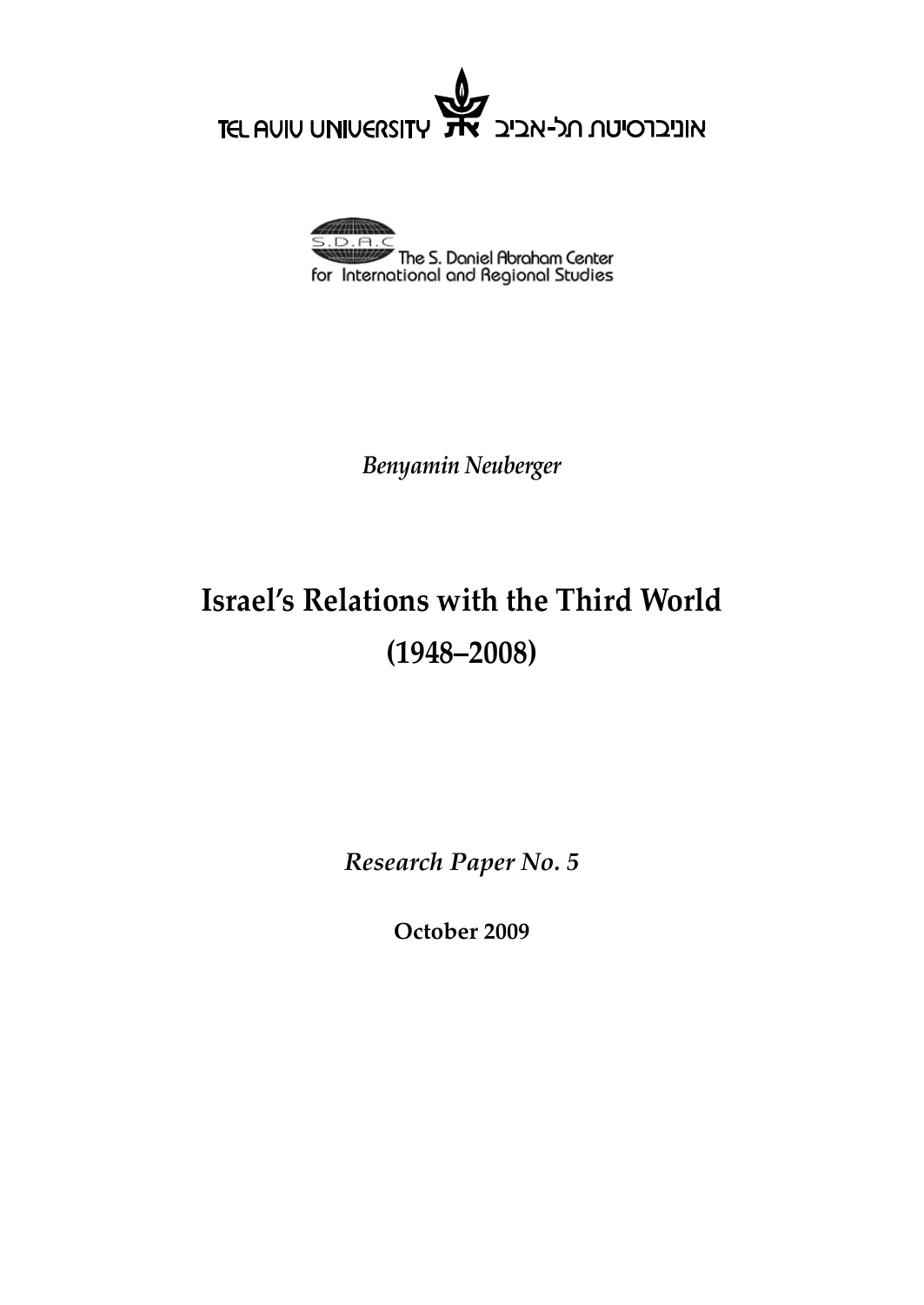TEL AVIV UNIVERSITY אוניברסיטת תל-אביב

The S. Daniel Abraham Center for International and Regional Studies

*Benyamin Neuberger*

# Israel's Relations with the Third World (1948–2008)

***Research Paper No. 5***

**October 2009**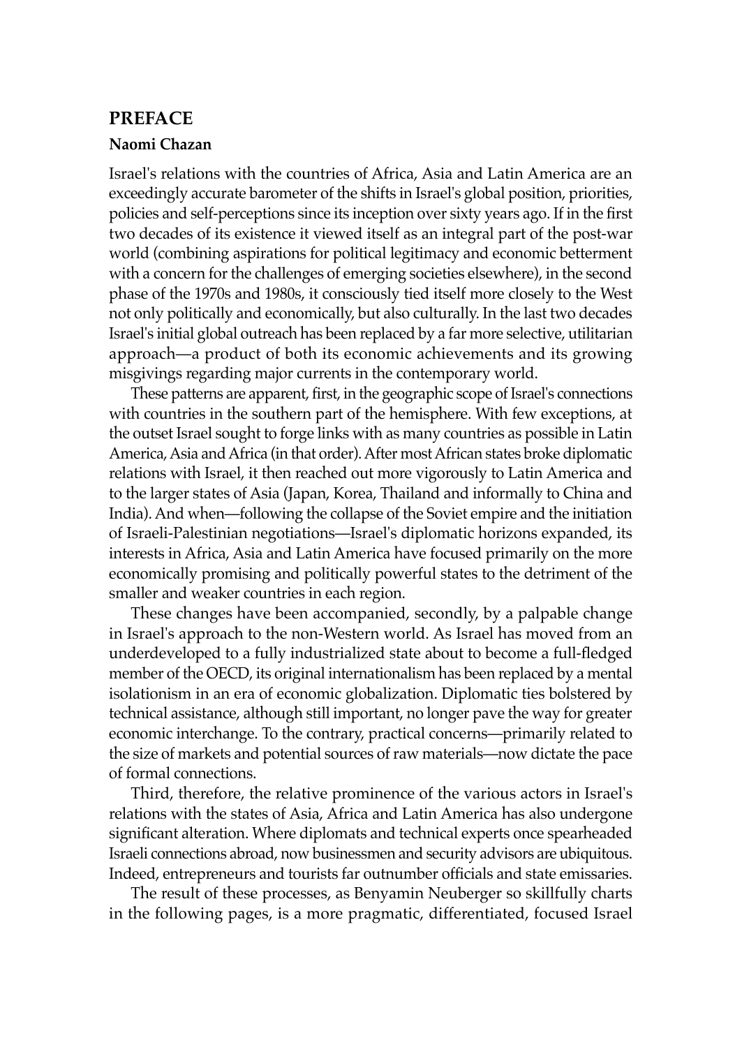## PREFACE

**Naomi Chazan**

Israel's relations with the countries of Africa, Asia and Latin America are an exceedingly accurate barometer of the shifts in Israel's global position, priorities, policies and self-perceptions since its inception over sixty years ago. If in the first two decades of its existence it viewed itself as an integral part of the post-war world (combining aspirations for political legitimacy and economic betterment with a concern for the challenges of emerging societies elsewhere), in the second phase of the 1970s and 1980s, it consciously tied itself more closely to the West not only politically and economically, but also culturally. In the last two decades Israel's initial global outreach has been replaced by a far more selective, utilitarian approach—a product of both its economic achievements and its growing misgivings regarding major currents in the contemporary world.

These patterns are apparent, first, in the geographic scope of Israel's connections with countries in the southern part of the hemisphere. With few exceptions, at the outset Israel sought to forge links with as many countries as possible in Latin America, Asia and Africa (in that order). After most African states broke diplomatic relations with Israel, it then reached out more vigorously to Latin America and to the larger states of Asia (Japan, Korea, Thailand and informally to China and India). And when—following the collapse of the Soviet empire and the initiation of Israeli-Palestinian negotiations—Israel's diplomatic horizons expanded, its interests in Africa, Asia and Latin America have focused primarily on the more economically promising and politically powerful states to the detriment of the smaller and weaker countries in each region.

These changes have been accompanied, secondly, by a palpable change in Israel's approach to the non-Western world. As Israel has moved from an underdeveloped to a fully industrialized state about to become a full-fledged member of the OECD, its original internationalism has been replaced by a mental isolationism in an era of economic globalization. Diplomatic ties bolstered by technical assistance, although still important, no longer pave the way for greater economic interchange. To the contrary, practical concerns—primarily related to the size of markets and potential sources of raw materials—now dictate the pace of formal connections.

Third, therefore, the relative prominence of the various actors in Israel's relations with the states of Asia, Africa and Latin America has also undergone significant alteration. Where diplomats and technical experts once spearheaded Israeli connections abroad, now businessmen and security advisors are ubiquitous. Indeed, entrepreneurs and tourists far outnumber officials and state emissaries.

The result of these processes, as Benyamin Neuberger so skillfully charts in the following pages, is a more pragmatic, differentiated, focused Israel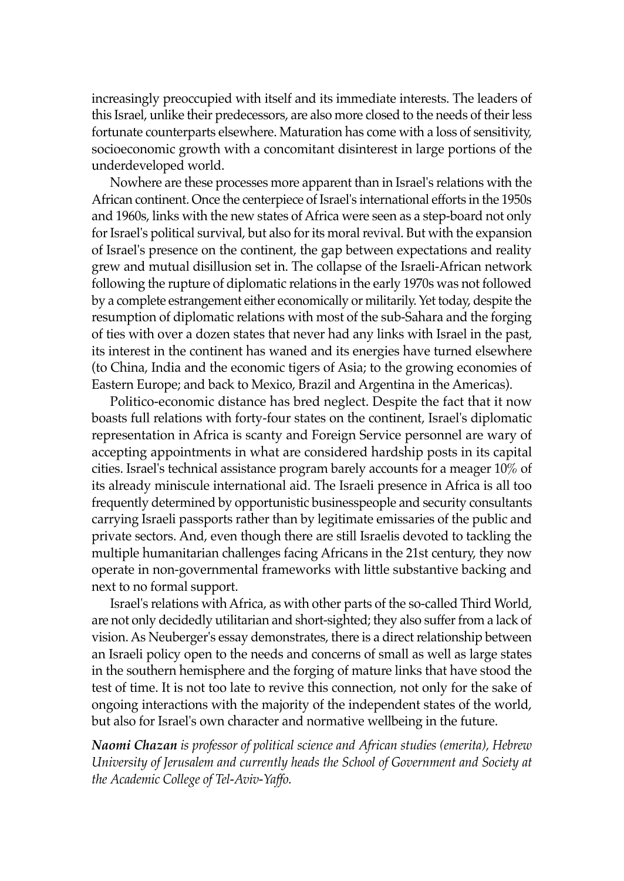increasingly preoccupied with itself and its immediate interests. The leaders of this Israel, unlike their predecessors, are also more closed to the needs of their less fortunate counterparts elsewhere. Maturation has come with a loss of sensitivity, socioeconomic growth with a concomitant disinterest in large portions of the underdeveloped world.

Nowhere are these processes more apparent than in Israel's relations with the African continent. Once the centerpiece of Israel's international efforts in the 1950s and 1960s, links with the new states of Africa were seen as a step-board not only for Israel's political survival, but also for its moral revival. But with the expansion of Israel's presence on the continent, the gap between expectations and reality grew and mutual disillusion set in. The collapse of the Israeli-African network following the rupture of diplomatic relations in the early 1970s was not followed by a complete estrangement either economically or militarily. Yet today, despite the resumption of diplomatic relations with most of the sub-Sahara and the forging of ties with over a dozen states that never had any links with Israel in the past, its interest in the continent has waned and its energies have turned elsewhere (to China, India and the economic tigers of Asia; to the growing economies of Eastern Europe; and back to Mexico, Brazil and Argentina in the Americas).

Politico-economic distance has bred neglect. Despite the fact that it now boasts full relations with forty-four states on the continent, Israel's diplomatic representation in Africa is scanty and Foreign Service personnel are wary of accepting appointments in what are considered hardship posts in its capital cities. Israel's technical assistance program barely accounts for a meager 10% of its already miniscule international aid. The Israeli presence in Africa is all too frequently determined by opportunistic businesspeople and security consultants carrying Israeli passports rather than by legitimate emissaries of the public and private sectors. And, even though there are still Israelis devoted to tackling the multiple humanitarian challenges facing Africans in the 21st century, they now operate in non-governmental frameworks with little substantive backing and next to no formal support.

Israel's relations with Africa, as with other parts of the so-called Third World, are not only decidedly utilitarian and short-sighted; they also suffer from a lack of vision. As Neuberger's essay demonstrates, there is a direct relationship between an Israeli policy open to the needs and concerns of small as well as large states in the southern hemisphere and the forging of mature links that have stood the test of time. It is not too late to revive this connection, not only for the sake of ongoing interactions with the majority of the independent states of the world, but also for Israel's own character and normative wellbeing in the future.

***Naomi Chazan*** *is professor of political science and African studies (emerita), Hebrew University of Jerusalem and currently heads the School of Government and Society at the Academic College of Tel-Aviv-Yaffo.*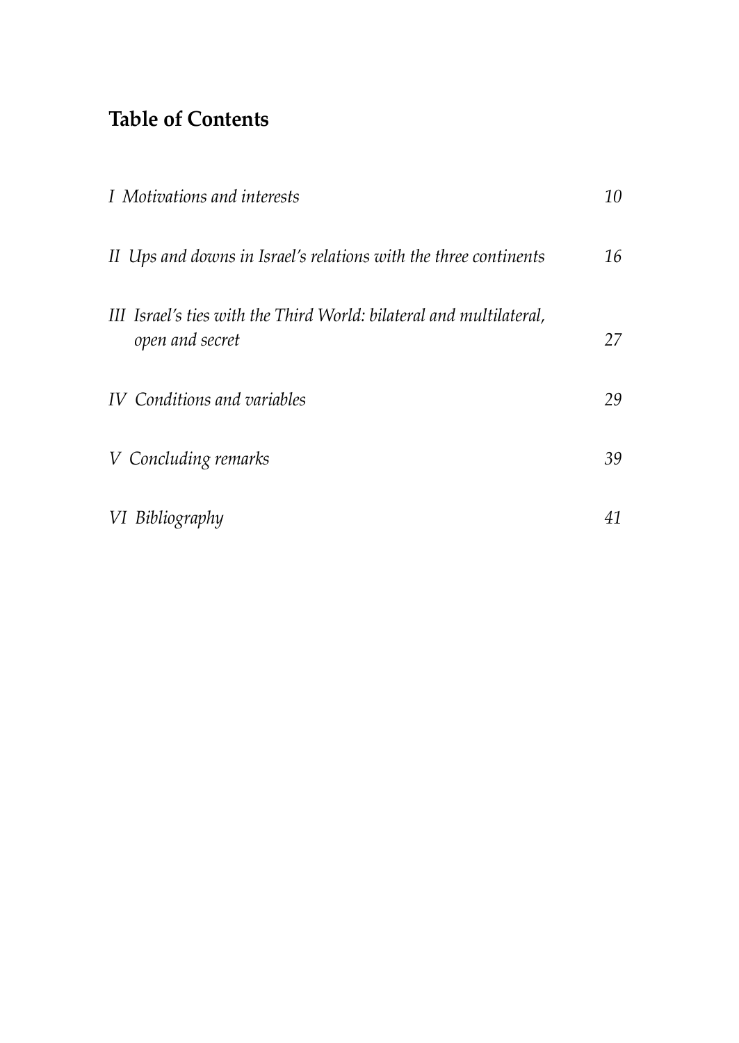## Table of Contents

| | |
|---|---|
| *I Motivations and interests* | *10* |
| *II Ups and downs in Israel's relations with the three continents* | *16* |
| *III Israel's ties with the Third World: bilateral and multilateral, open and secret* | *27* |
| *IV Conditions and variables* | *29* |
| *V Concluding remarks* | *39* |
| *VI Bibliography* | *41* |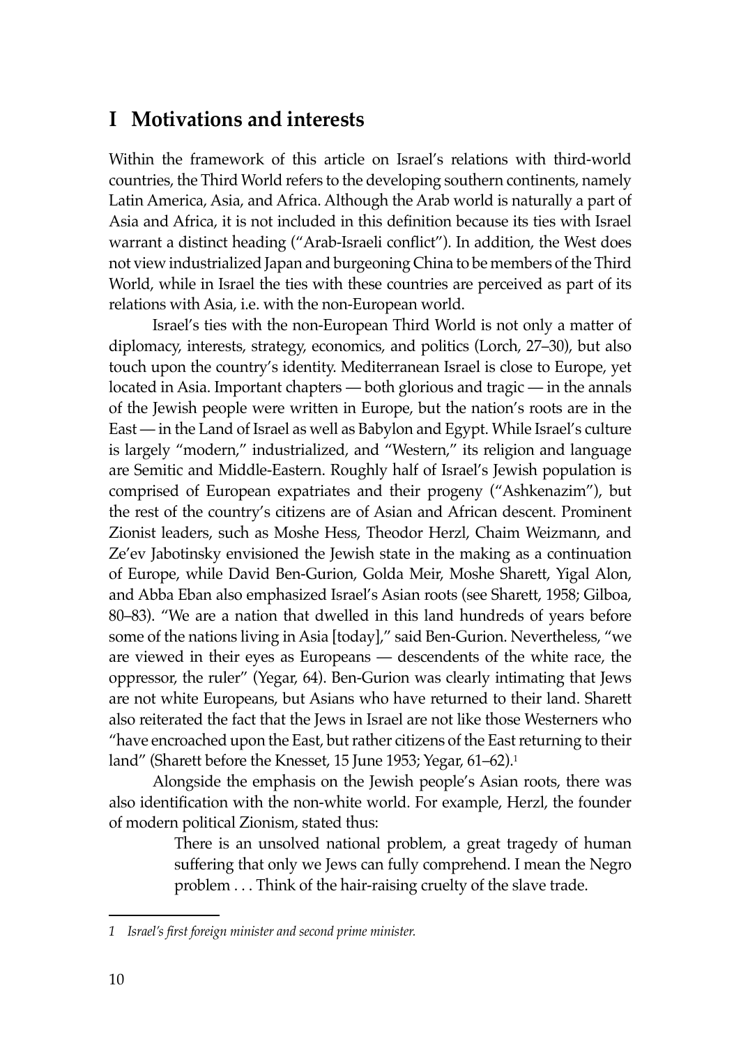## I Motivations and interests

Within the framework of this article on Israel's relations with third-world countries, the Third World refers to the developing southern continents, namely Latin America, Asia, and Africa. Although the Arab world is naturally a part of Asia and Africa, it is not included in this definition because its ties with Israel warrant a distinct heading ("Arab-Israeli conflict"). In addition, the West does not view industrialized Japan and burgeoning China to be members of the Third World, while in Israel the ties with these countries are perceived as part of its relations with Asia, i.e. with the non-European world.

Israel's ties with the non-European Third World is not only a matter of diplomacy, interests, strategy, economics, and politics (Lorch, 27–30), but also touch upon the country's identity. Mediterranean Israel is close to Europe, yet located in Asia. Important chapters — both glorious and tragic — in the annals of the Jewish people were written in Europe, but the nation's roots are in the East — in the Land of Israel as well as Babylon and Egypt. While Israel's culture is largely "modern," industrialized, and "Western," its religion and language are Semitic and Middle-Eastern. Roughly half of Israel's Jewish population is comprised of European expatriates and their progeny ("Ashkenazim"), but the rest of the country's citizens are of Asian and African descent. Prominent Zionist leaders, such as Moshe Hess, Theodor Herzl, Chaim Weizmann, and Ze'ev Jabotinsky envisioned the Jewish state in the making as a continuation of Europe, while David Ben-Gurion, Golda Meir, Moshe Sharett, Yigal Alon, and Abba Eban also emphasized Israel's Asian roots (see Sharett, 1958; Gilboa, 80–83). "We are a nation that dwelled in this land hundreds of years before some of the nations living in Asia [today]," said Ben-Gurion. Nevertheless, "we are viewed in their eyes as Europeans — descendents of the white race, the oppressor, the ruler" (Yegar, 64). Ben-Gurion was clearly intimating that Jews are not white Europeans, but Asians who have returned to their land. Sharett also reiterated the fact that the Jews in Israel are not like those Westerners who "have encroached upon the East, but rather citizens of the East returning to their land" (Sharett before the Knesset, 15 June 1953; Yegar, 61–62).[1]

Alongside the emphasis on the Jewish people's Asian roots, there was also identification with the non-white world. For example, Herzl, the founder of modern political Zionism, stated thus:

> There is an unsolved national problem, a great tragedy of human suffering that only we Jews can fully comprehend. I mean the Negro problem . . . Think of the hair-raising cruelty of the slave trade.

---

[1] *Israel's first foreign minister and second prime minister.*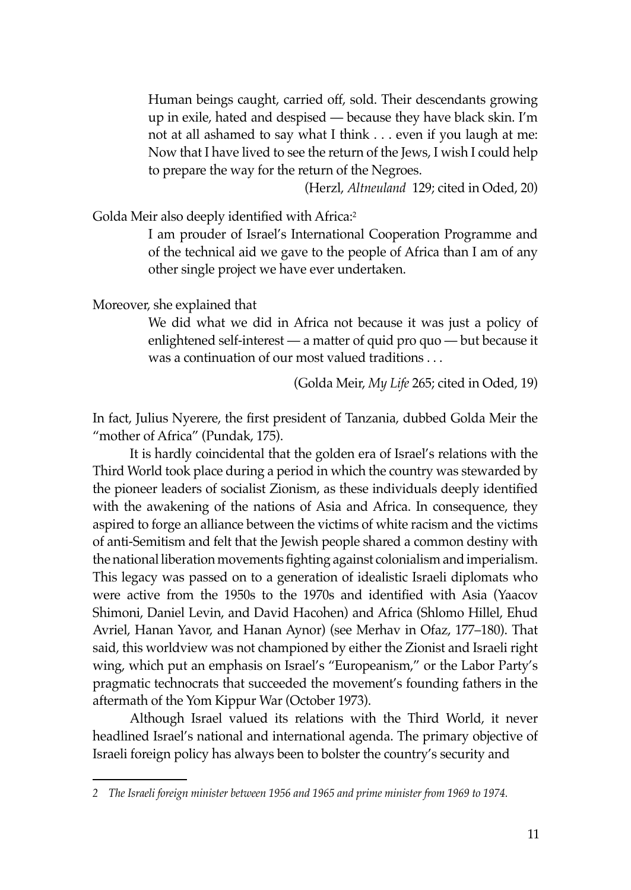> Human beings caught, carried off, sold. Their descendants growing up in exile, hated and despised — because they have black skin. I'm not at all ashamed to say what I think . . . even if you laugh at me: Now that I have lived to see the return of the Jews, I wish I could help to prepare the way for the return of the Negroes.
>
> (Herzl, *Altneuland* 129; cited in Oded, 20)

Golda Meir also deeply identified with Africa:[2]

> I am prouder of Israel's International Cooperation Programme and of the technical aid we gave to the people of Africa than I am of any other single project we have ever undertaken.

Moreover, she explained that

> We did what we did in Africa not because it was just a policy of enlightened self-interest — a matter of quid pro quo — but because it was a continuation of our most valued traditions . . .
>
> (Golda Meir, *My Life* 265; cited in Oded, 19)

In fact, Julius Nyerere, the first president of Tanzania, dubbed Golda Meir the "mother of Africa" (Pundak, 175).

It is hardly coincidental that the golden era of Israel's relations with the Third World took place during a period in which the country was stewarded by the pioneer leaders of socialist Zionism, as these individuals deeply identified with the awakening of the nations of Asia and Africa. In consequence, they aspired to forge an alliance between the victims of white racism and the victims of anti-Semitism and felt that the Jewish people shared a common destiny with the national liberation movements fighting against colonialism and imperialism. This legacy was passed on to a generation of idealistic Israeli diplomats who were active from the 1950s to the 1970s and identified with Asia (Yaacov Shimoni, Daniel Levin, and David Hacohen) and Africa (Shlomo Hillel, Ehud Avriel, Hanan Yavor, and Hanan Aynor) (see Merhav in Ofaz, 177–180). That said, this worldview was not championed by either the Zionist and Israeli right wing, which put an emphasis on Israel's "Europeanism," or the Labor Party's pragmatic technocrats that succeeded the movement's founding fathers in the aftermath of the Yom Kippur War (October 1973).

Although Israel valued its relations with the Third World, it never headlined Israel's national and international agenda. The primary objective of Israeli foreign policy has always been to bolster the country's security and

---

*2 The Israeli foreign minister between 1956 and 1965 and prime minister from 1969 to 1974.*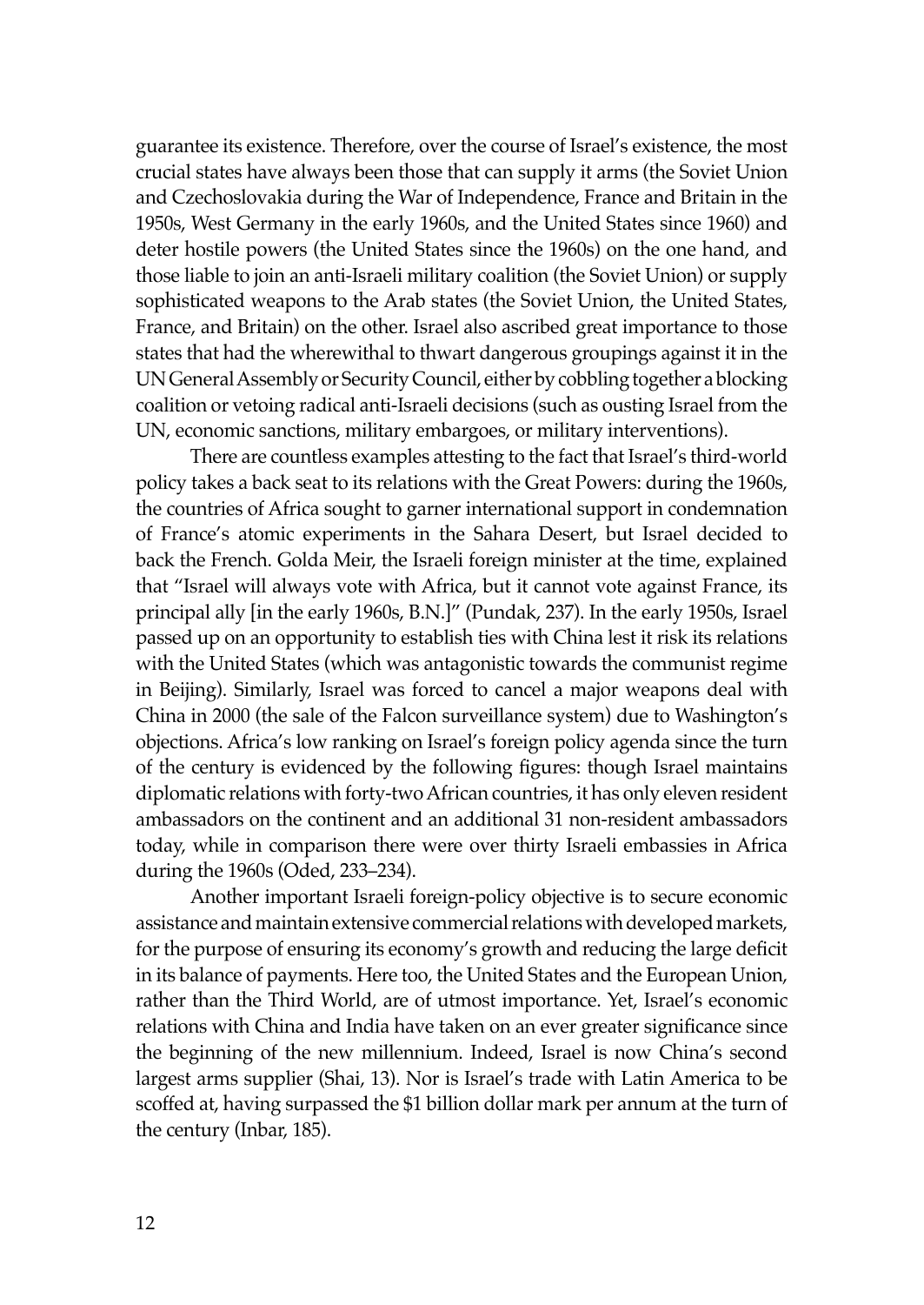guarantee its existence. Therefore, over the course of Israel's existence, the most crucial states have always been those that can supply it arms (the Soviet Union and Czechoslovakia during the War of Independence, France and Britain in the 1950s, West Germany in the early 1960s, and the United States since 1960) and deter hostile powers (the United States since the 1960s) on the one hand, and those liable to join an anti-Israeli military coalition (the Soviet Union) or supply sophisticated weapons to the Arab states (the Soviet Union, the United States, France, and Britain) on the other. Israel also ascribed great importance to those states that had the wherewithal to thwart dangerous groupings against it in the UN General Assembly or Security Council, either by cobbling together a blocking coalition or vetoing radical anti-Israeli decisions (such as ousting Israel from the UN, economic sanctions, military embargoes, or military interventions).

There are countless examples attesting to the fact that Israel's third-world policy takes a back seat to its relations with the Great Powers: during the 1960s, the countries of Africa sought to garner international support in condemnation of France's atomic experiments in the Sahara Desert, but Israel decided to back the French. Golda Meir, the Israeli foreign minister at the time, explained that "Israel will always vote with Africa, but it cannot vote against France, its principal ally [in the early 1960s, B.N.]" (Pundak, 237). In the early 1950s, Israel passed up on an opportunity to establish ties with China lest it risk its relations with the United States (which was antagonistic towards the communist regime in Beijing). Similarly, Israel was forced to cancel a major weapons deal with China in 2000 (the sale of the Falcon surveillance system) due to Washington's objections. Africa's low ranking on Israel's foreign policy agenda since the turn of the century is evidenced by the following figures: though Israel maintains diplomatic relations with forty-two African countries, it has only eleven resident ambassadors on the continent and an additional 31 non-resident ambassadors today, while in comparison there were over thirty Israeli embassies in Africa during the 1960s (Oded, 233–234).

Another important Israeli foreign-policy objective is to secure economic assistance and maintain extensive commercial relations with developed markets, for the purpose of ensuring its economy's growth and reducing the large deficit in its balance of payments. Here too, the United States and the European Union, rather than the Third World, are of utmost importance. Yet, Israel's economic relations with China and India have taken on an ever greater significance since the beginning of the new millennium. Indeed, Israel is now China's second largest arms supplier (Shai, 13). Nor is Israel's trade with Latin America to be scoffed at, having surpassed the $1 billion dollar mark per annum at the turn of the century (Inbar, 185).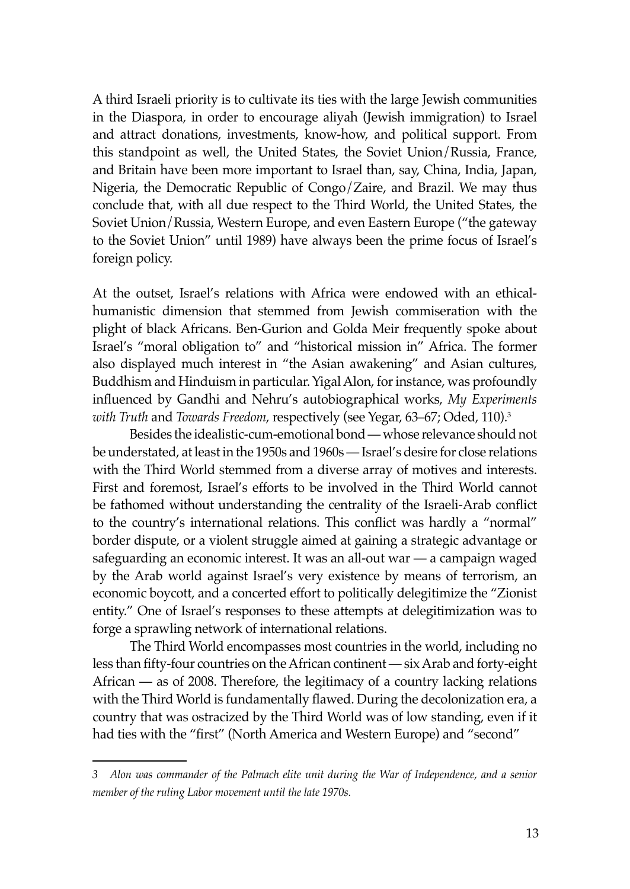A third Israeli priority is to cultivate its ties with the large Jewish communities in the Diaspora, in order to encourage aliyah (Jewish immigration) to Israel and attract donations, investments, know-how, and political support. From this standpoint as well, the United States, the Soviet Union/Russia, France, and Britain have been more important to Israel than, say, China, India, Japan, Nigeria, the Democratic Republic of Congo/Zaire, and Brazil. We may thus conclude that, with all due respect to the Third World, the United States, the Soviet Union/Russia, Western Europe, and even Eastern Europe ("the gateway to the Soviet Union" until 1989) have always been the prime focus of Israel's foreign policy.

At the outset, Israel's relations with Africa were endowed with an ethical-humanistic dimension that stemmed from Jewish commiseration with the plight of black Africans. Ben-Gurion and Golda Meir frequently spoke about Israel's "moral obligation to" and "historical mission in" Africa. The former also displayed much interest in "the Asian awakening" and Asian cultures, Buddhism and Hinduism in particular. Yigal Alon, for instance, was profoundly influenced by Gandhi and Nehru's autobiographical works, *My Experiments with Truth* and *Towards Freedom*, respectively (see Yegar, 63–67; Oded, 110).[3]

Besides the idealistic-cum-emotional bond — whose relevance should not be understated, at least in the 1950s and 1960s — Israel's desire for close relations with the Third World stemmed from a diverse array of motives and interests. First and foremost, Israel's efforts to be involved in the Third World cannot be fathomed without understanding the centrality of the Israeli-Arab conflict to the country's international relations. This conflict was hardly a "normal" border dispute, or a violent struggle aimed at gaining a strategic advantage or safeguarding an economic interest. It was an all-out war — a campaign waged by the Arab world against Israel's very existence by means of terrorism, an economic boycott, and a concerted effort to politically delegitimize the "Zionist entity." One of Israel's responses to these attempts at delegitimization was to forge a sprawling network of international relations.

The Third World encompasses most countries in the world, including no less than fifty-four countries on the African continent — six Arab and forty-eight African — as of 2008. Therefore, the legitimacy of a country lacking relations with the Third World is fundamentally flawed. During the decolonization era, a country that was ostracized by the Third World was of low standing, even if it had ties with the "first" (North America and Western Europe) and "second"

---

*3 Alon was commander of the Palmach elite unit during the War of Independence, and a senior member of the ruling Labor movement until the late 1970s.*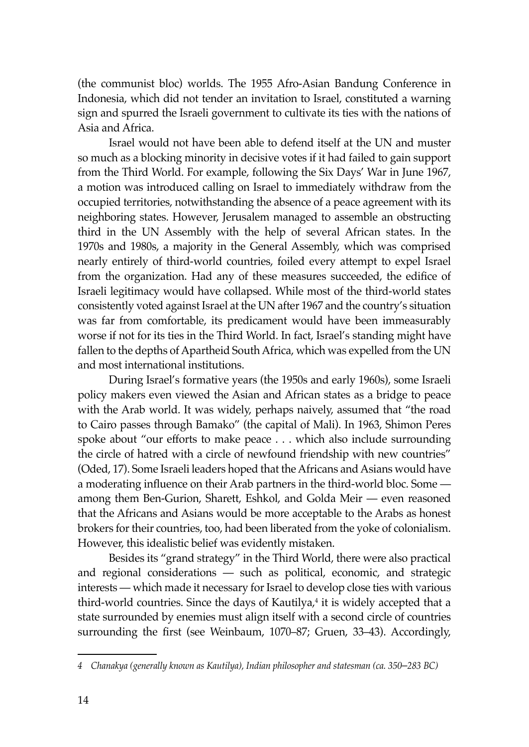(the communist bloc) worlds. The 1955 Afro-Asian Bandung Conference in Indonesia, which did not tender an invitation to Israel, constituted a warning sign and spurred the Israeli government to cultivate its ties with the nations of Asia and Africa.

Israel would not have been able to defend itself at the UN and muster so much as a blocking minority in decisive votes if it had failed to gain support from the Third World. For example, following the Six Days' War in June 1967, a motion was introduced calling on Israel to immediately withdraw from the occupied territories, notwithstanding the absence of a peace agreement with its neighboring states. However, Jerusalem managed to assemble an obstructing third in the UN Assembly with the help of several African states. In the 1970s and 1980s, a majority in the General Assembly, which was comprised nearly entirely of third-world countries, foiled every attempt to expel Israel from the organization. Had any of these measures succeeded, the edifice of Israeli legitimacy would have collapsed. While most of the third-world states consistently voted against Israel at the UN after 1967 and the country's situation was far from comfortable, its predicament would have been immeasurably worse if not for its ties in the Third World. In fact, Israel's standing might have fallen to the depths of Apartheid South Africa, which was expelled from the UN and most international institutions.

During Israel's formative years (the 1950s and early 1960s), some Israeli policy makers even viewed the Asian and African states as a bridge to peace with the Arab world. It was widely, perhaps naively, assumed that "the road to Cairo passes through Bamako" (the capital of Mali). In 1963, Shimon Peres spoke about "our efforts to make peace . . . which also include surrounding the circle of hatred with a circle of newfound friendship with new countries" (Oded, 17). Some Israeli leaders hoped that the Africans and Asians would have a moderating influence on their Arab partners in the third-world bloc. Some — among them Ben-Gurion, Sharett, Eshkol, and Golda Meir — even reasoned that the Africans and Asians would be more acceptable to the Arabs as honest brokers for their countries, too, had been liberated from the yoke of colonialism. However, this idealistic belief was evidently mistaken.

Besides its "grand strategy" in the Third World, there were also practical and regional considerations — such as political, economic, and strategic interests — which made it necessary for Israel to develop close ties with various third-world countries. Since the days of Kautilya,[4] it is widely accepted that a state surrounded by enemies must align itself with a second circle of countries surrounding the first (see Weinbaum, 1070–87; Gruen, 33–43). Accordingly,

---

*4 Chanakya (generally known as Kautilya), Indian philosopher and statesman (ca. 350–283 BC)*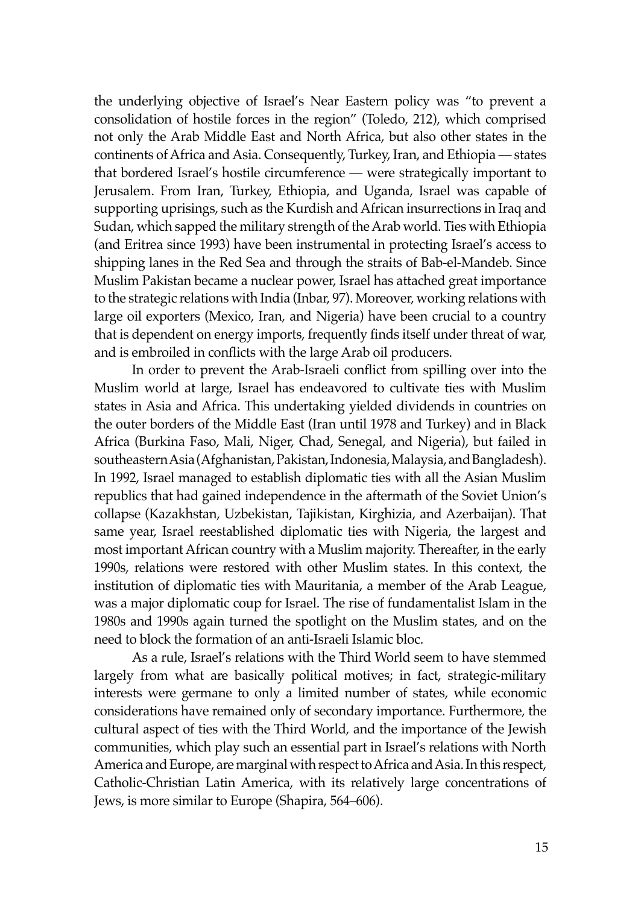the underlying objective of Israel's Near Eastern policy was "to prevent a consolidation of hostile forces in the region" (Toledo, 212), which comprised not only the Arab Middle East and North Africa, but also other states in the continents of Africa and Asia. Consequently, Turkey, Iran, and Ethiopia — states that bordered Israel's hostile circumference — were strategically important to Jerusalem. From Iran, Turkey, Ethiopia, and Uganda, Israel was capable of supporting uprisings, such as the Kurdish and African insurrections in Iraq and Sudan, which sapped the military strength of the Arab world. Ties with Ethiopia (and Eritrea since 1993) have been instrumental in protecting Israel's access to shipping lanes in the Red Sea and through the straits of Bab-el-Mandeb. Since Muslim Pakistan became a nuclear power, Israel has attached great importance to the strategic relations with India (Inbar, 97). Moreover, working relations with large oil exporters (Mexico, Iran, and Nigeria) have been crucial to a country that is dependent on energy imports, frequently finds itself under threat of war, and is embroiled in conflicts with the large Arab oil producers.

In order to prevent the Arab-Israeli conflict from spilling over into the Muslim world at large, Israel has endeavored to cultivate ties with Muslim states in Asia and Africa. This undertaking yielded dividends in countries on the outer borders of the Middle East (Iran until 1978 and Turkey) and in Black Africa (Burkina Faso, Mali, Niger, Chad, Senegal, and Nigeria), but failed in southeastern Asia (Afghanistan, Pakistan, Indonesia, Malaysia, and Bangladesh). In 1992, Israel managed to establish diplomatic ties with all the Asian Muslim republics that had gained independence in the aftermath of the Soviet Union's collapse (Kazakhstan, Uzbekistan, Tajikistan, Kirghizia, and Azerbaijan). That same year, Israel reestablished diplomatic ties with Nigeria, the largest and most important African country with a Muslim majority. Thereafter, in the early 1990s, relations were restored with other Muslim states. In this context, the institution of diplomatic ties with Mauritania, a member of the Arab League, was a major diplomatic coup for Israel. The rise of fundamentalist Islam in the 1980s and 1990s again turned the spotlight on the Muslim states, and on the need to block the formation of an anti-Israeli Islamic bloc.

As a rule, Israel's relations with the Third World seem to have stemmed largely from what are basically political motives; in fact, strategic-military interests were germane to only a limited number of states, while economic considerations have remained only of secondary importance. Furthermore, the cultural aspect of ties with the Third World, and the importance of the Jewish communities, which play such an essential part in Israel's relations with North America and Europe, are marginal with respect to Africa and Asia. In this respect, Catholic-Christian Latin America, with its relatively large concentrations of Jews, is more similar to Europe (Shapira, 564–606).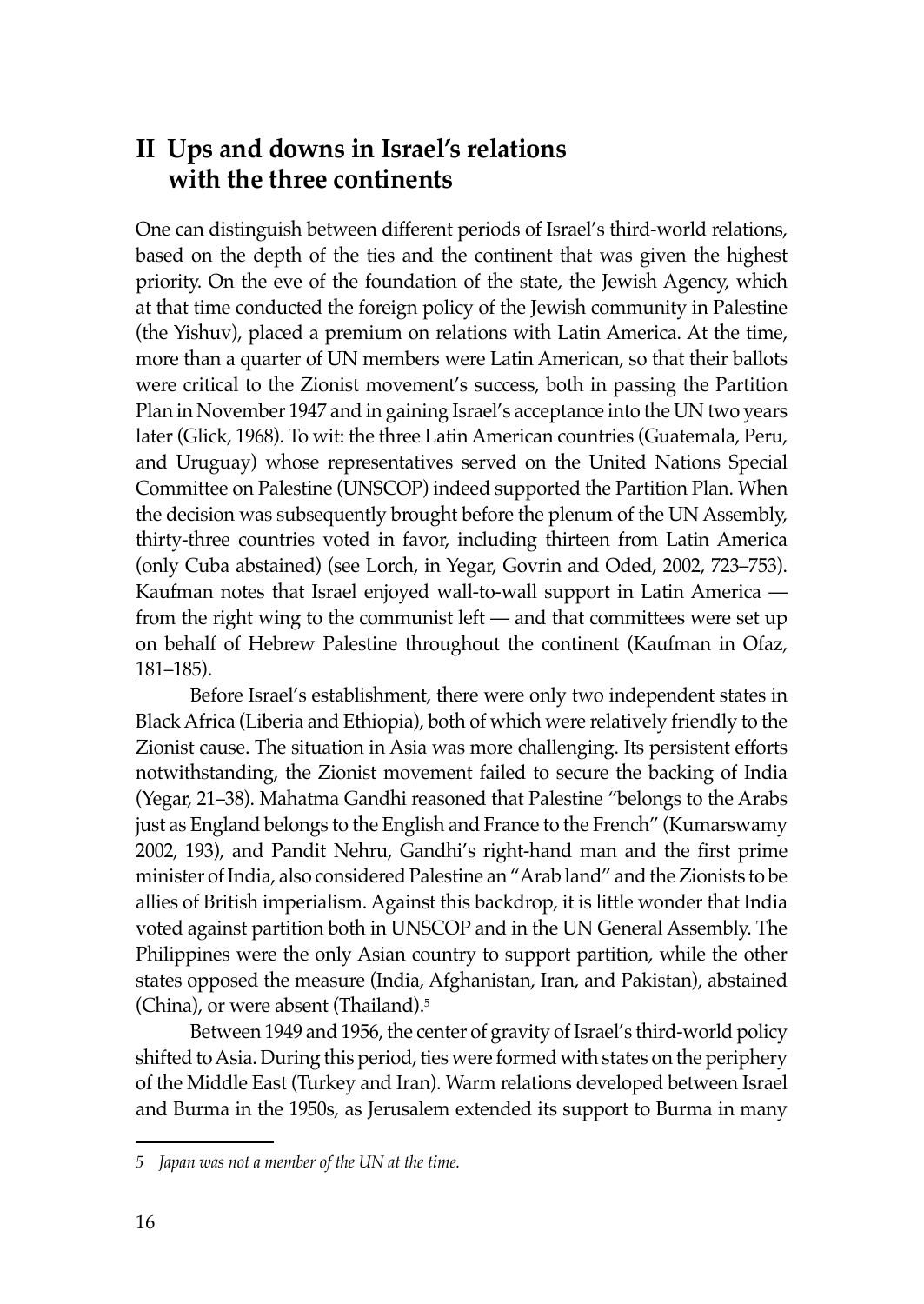## II Ups and downs in Israel's relations with the three continents

One can distinguish between different periods of Israel's third-world relations, based on the depth of the ties and the continent that was given the highest priority. On the eve of the foundation of the state, the Jewish Agency, which at that time conducted the foreign policy of the Jewish community in Palestine (the Yishuv), placed a premium on relations with Latin America. At the time, more than a quarter of UN members were Latin American, so that their ballots were critical to the Zionist movement's success, both in passing the Partition Plan in November 1947 and in gaining Israel's acceptance into the UN two years later (Glick, 1968). To wit: the three Latin American countries (Guatemala, Peru, and Uruguay) whose representatives served on the United Nations Special Committee on Palestine (UNSCOP) indeed supported the Partition Plan. When the decision was subsequently brought before the plenum of the UN Assembly, thirty-three countries voted in favor, including thirteen from Latin America (only Cuba abstained) (see Lorch, in Yegar, Govrin and Oded, 2002, 723–753). Kaufman notes that Israel enjoyed wall-to-wall support in Latin America — from the right wing to the communist left — and that committees were set up on behalf of Hebrew Palestine throughout the continent (Kaufman in Ofaz, 181–185).

Before Israel's establishment, there were only two independent states in Black Africa (Liberia and Ethiopia), both of which were relatively friendly to the Zionist cause. The situation in Asia was more challenging. Its persistent efforts notwithstanding, the Zionist movement failed to secure the backing of India (Yegar, 21–38). Mahatma Gandhi reasoned that Palestine "belongs to the Arabs just as England belongs to the English and France to the French" (Kumarswamy 2002, 193), and Pandit Nehru, Gandhi's right-hand man and the first prime minister of India, also considered Palestine an "Arab land" and the Zionists to be allies of British imperialism. Against this backdrop, it is little wonder that India voted against partition both in UNSCOP and in the UN General Assembly. The Philippines were the only Asian country to support partition, while the other states opposed the measure (India, Afghanistan, Iran, and Pakistan), abstained (China), or were absent (Thailand).[5]

Between 1949 and 1956, the center of gravity of Israel's third-world policy shifted to Asia. During this period, ties were formed with states on the periphery of the Middle East (Turkey and Iran). Warm relations developed between Israel and Burma in the 1950s, as Jerusalem extended its support to Burma in many

---

*5 Japan was not a member of the UN at the time.*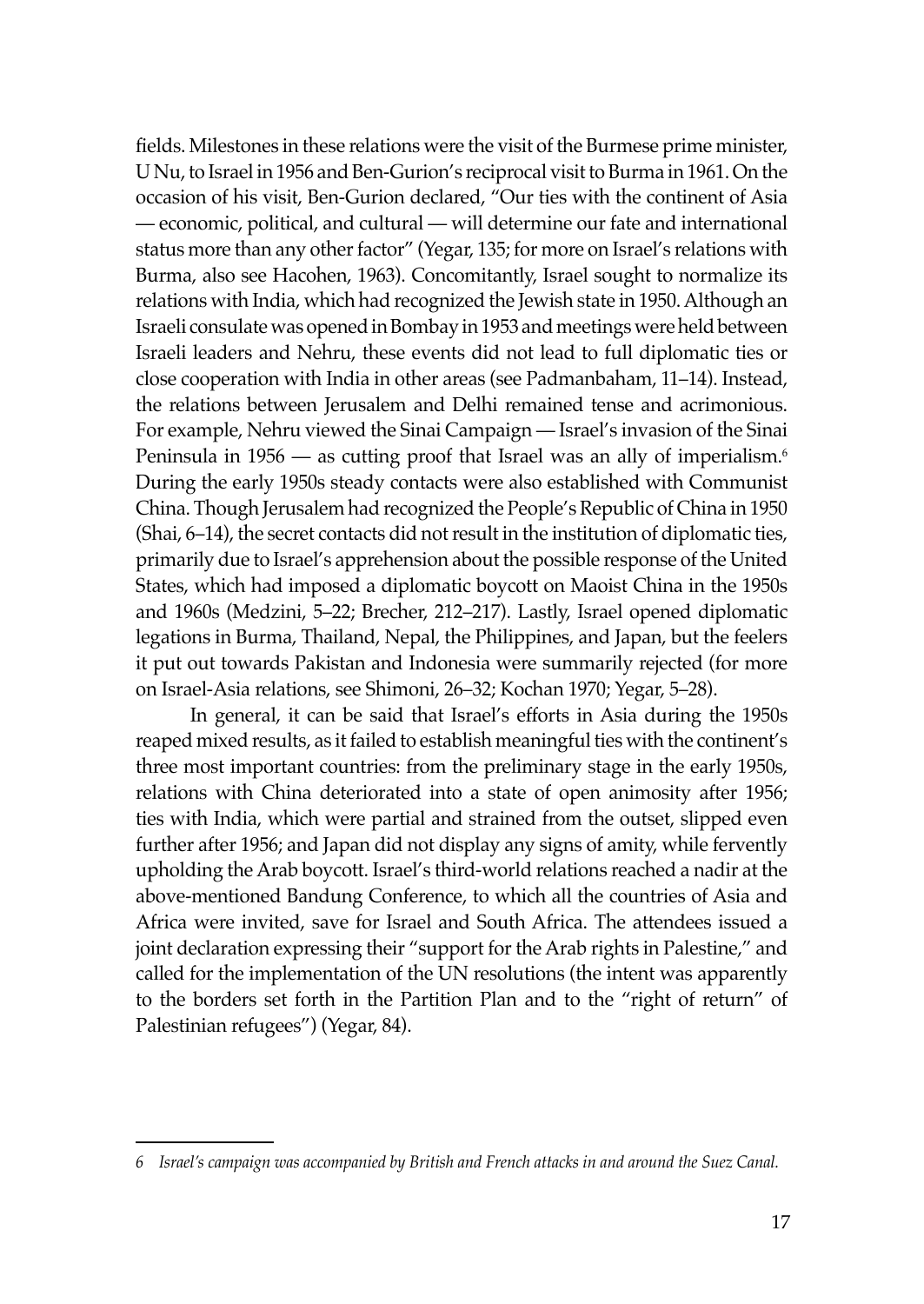fields. Milestones in these relations were the visit of the Burmese prime minister, U Nu, to Israel in 1956 and Ben-Gurion's reciprocal visit to Burma in 1961. On the occasion of his visit, Ben-Gurion declared, "Our ties with the continent of Asia — economic, political, and cultural — will determine our fate and international status more than any other factor" (Yegar, 135; for more on Israel's relations with Burma, also see Hacohen, 1963). Concomitantly, Israel sought to normalize its relations with India, which had recognized the Jewish state in 1950. Although an Israeli consulate was opened in Bombay in 1953 and meetings were held between Israeli leaders and Nehru, these events did not lead to full diplomatic ties or close cooperation with India in other areas (see Padmanbaham, 11–14). Instead, the relations between Jerusalem and Delhi remained tense and acrimonious. For example, Nehru viewed the Sinai Campaign — Israel's invasion of the Sinai Peninsula in 1956 — as cutting proof that Israel was an ally of imperialism.[6] During the early 1950s steady contacts were also established with Communist China. Though Jerusalem had recognized the People's Republic of China in 1950 (Shai, 6–14), the secret contacts did not result in the institution of diplomatic ties, primarily due to Israel's apprehension about the possible response of the United States, which had imposed a diplomatic boycott on Maoist China in the 1950s and 1960s (Medzini, 5–22; Brecher, 212–217). Lastly, Israel opened diplomatic legations in Burma, Thailand, Nepal, the Philippines, and Japan, but the feelers it put out towards Pakistan and Indonesia were summarily rejected (for more on Israel-Asia relations, see Shimoni, 26–32; Kochan 1970; Yegar, 5–28).

In general, it can be said that Israel's efforts in Asia during the 1950s reaped mixed results, as it failed to establish meaningful ties with the continent's three most important countries: from the preliminary stage in the early 1950s, relations with China deteriorated into a state of open animosity after 1956; ties with India, which were partial and strained from the outset, slipped even further after 1956; and Japan did not display any signs of amity, while fervently upholding the Arab boycott. Israel's third-world relations reached a nadir at the above-mentioned Bandung Conference, to which all the countries of Asia and Africa were invited, save for Israel and South Africa. The attendees issued a joint declaration expressing their "support for the Arab rights in Palestine," and called for the implementation of the UN resolutions (the intent was apparently to the borders set forth in the Partition Plan and to the "right of return" of Palestinian refugees") (Yegar, 84).

---

*6 Israel's campaign was accompanied by British and French attacks in and around the Suez Canal.*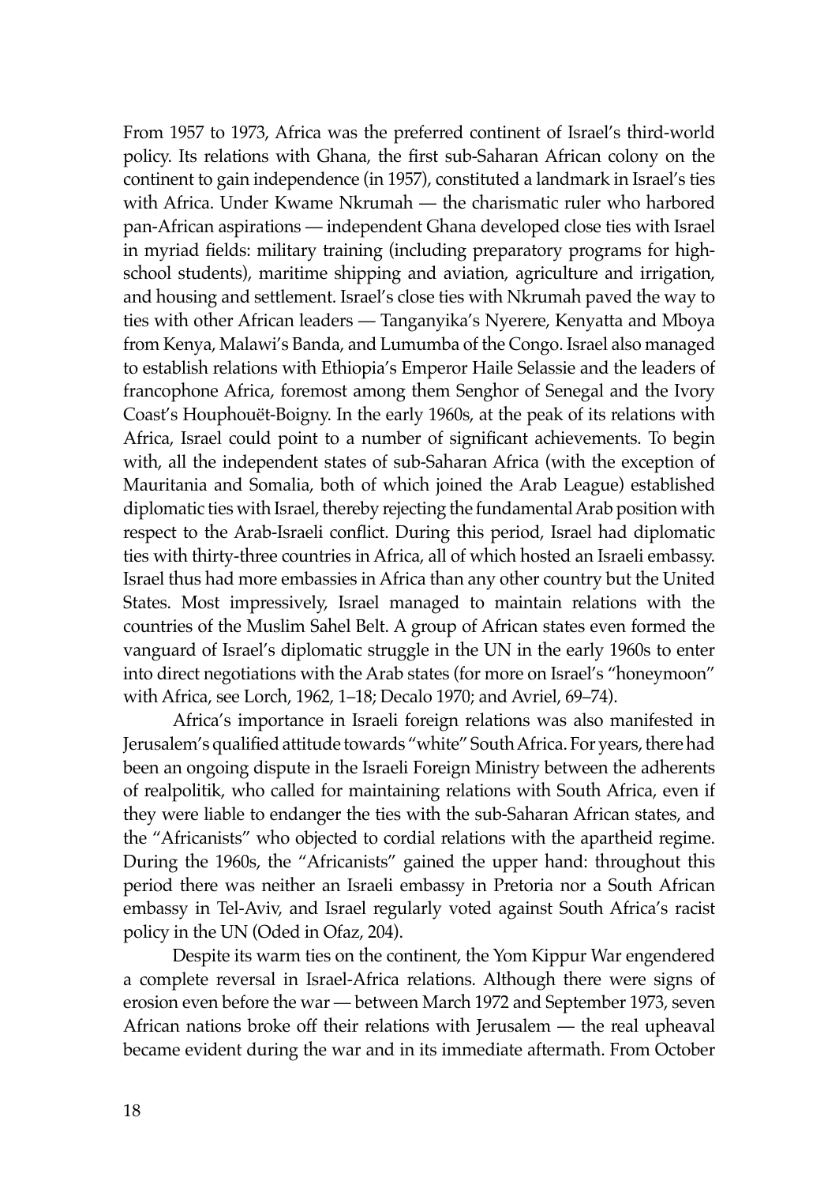From 1957 to 1973, Africa was the preferred continent of Israel's third-world policy. Its relations with Ghana, the first sub-Saharan African colony on the continent to gain independence (in 1957), constituted a landmark in Israel's ties with Africa. Under Kwame Nkrumah — the charismatic ruler who harbored pan-African aspirations — independent Ghana developed close ties with Israel in myriad fields: military training (including preparatory programs for high-school students), maritime shipping and aviation, agriculture and irrigation, and housing and settlement. Israel's close ties with Nkrumah paved the way to ties with other African leaders — Tanganyika's Nyerere, Kenyatta and Mboya from Kenya, Malawi's Banda, and Lumumba of the Congo. Israel also managed to establish relations with Ethiopia's Emperor Haile Selassie and the leaders of francophone Africa, foremost among them Senghor of Senegal and the Ivory Coast's Houphouët-Boigny. In the early 1960s, at the peak of its relations with Africa, Israel could point to a number of significant achievements. To begin with, all the independent states of sub-Saharan Africa (with the exception of Mauritania and Somalia, both of which joined the Arab League) established diplomatic ties with Israel, thereby rejecting the fundamental Arab position with respect to the Arab-Israeli conflict. During this period, Israel had diplomatic ties with thirty-three countries in Africa, all of which hosted an Israeli embassy. Israel thus had more embassies in Africa than any other country but the United States. Most impressively, Israel managed to maintain relations with the countries of the Muslim Sahel Belt. A group of African states even formed the vanguard of Israel's diplomatic struggle in the UN in the early 1960s to enter into direct negotiations with the Arab states (for more on Israel's "honeymoon" with Africa, see Lorch, 1962, 1–18; Decalo 1970; and Avriel, 69–74).

Africa's importance in Israeli foreign relations was also manifested in Jerusalem's qualified attitude towards "white" South Africa. For years, there had been an ongoing dispute in the Israeli Foreign Ministry between the adherents of realpolitik, who called for maintaining relations with South Africa, even if they were liable to endanger the ties with the sub-Saharan African states, and the "Africanists" who objected to cordial relations with the apartheid regime. During the 1960s, the "Africanists" gained the upper hand: throughout this period there was neither an Israeli embassy in Pretoria nor a South African embassy in Tel-Aviv, and Israel regularly voted against South Africa's racist policy in the UN (Oded in Ofaz, 204).

Despite its warm ties on the continent, the Yom Kippur War engendered a complete reversal in Israel-Africa relations. Although there were signs of erosion even before the war — between March 1972 and September 1973, seven African nations broke off their relations with Jerusalem — the real upheaval became evident during the war and in its immediate aftermath. From October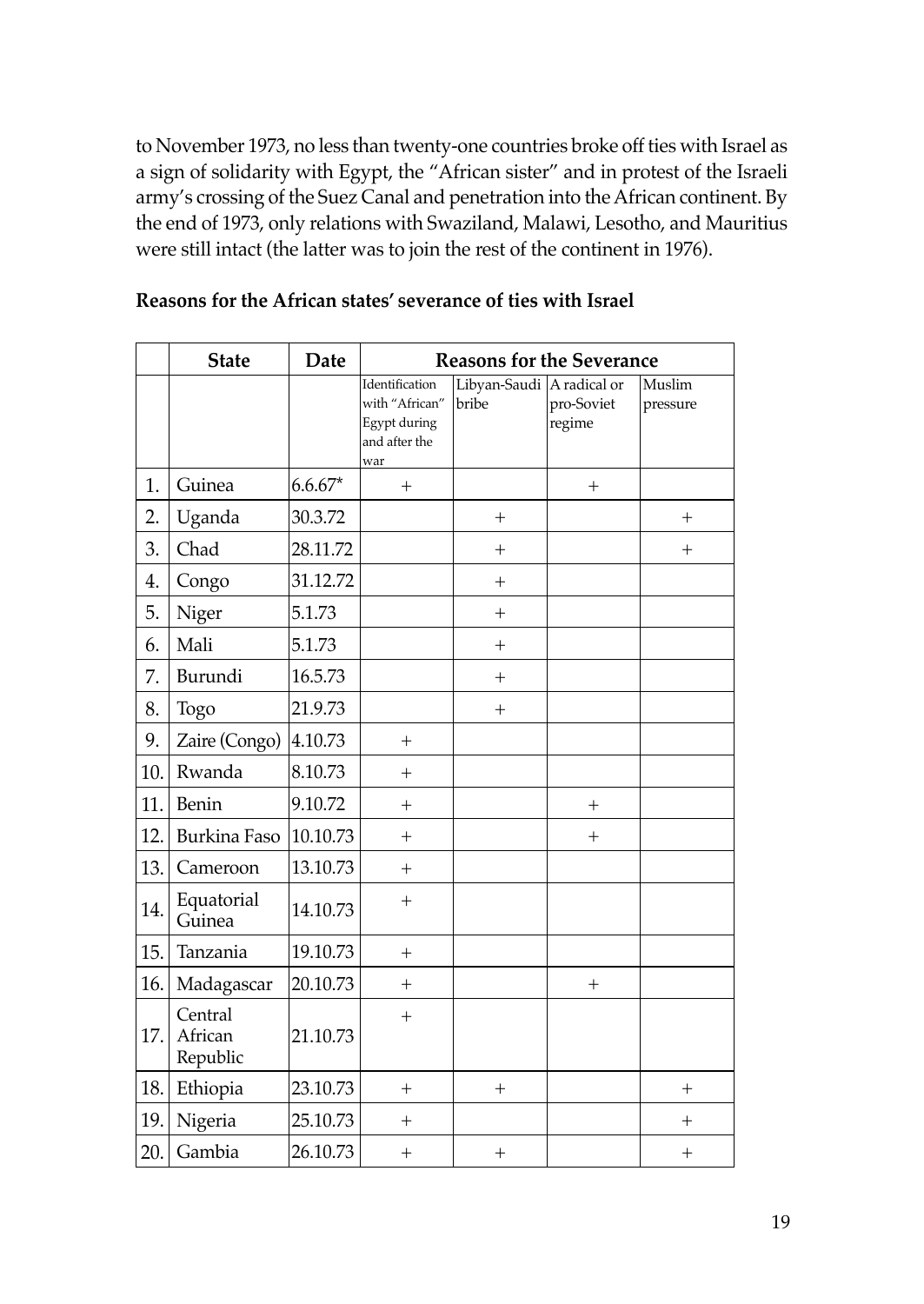to November 1973, no less than twenty-one countries broke off ties with Israel as a sign of solidarity with Egypt, the "African sister" and in protest of the Israeli army's crossing of the Suez Canal and penetration into the African continent. By the end of 1973, only relations with Swaziland, Malawi, Lesotho, and Mauritius were still intact (the latter was to join the rest of the continent in 1976).

**Reasons for the African states' severance of ties with Israel**

| | State | Date | Reasons for the Severance | | | |
|---|---|---|---|---|---|---|
| | | | Identification with "African" Egypt during and after the war | Libyan-Saudi bribe | A radical or pro-Soviet regime | Muslim pressure |
| 1. | Guinea | 6.6.67* | + | | + | |
| 2. | Uganda | 30.3.72 | | + | | + |
| 3. | Chad | 28.11.72 | | + | | + |
| 4. | Congo | 31.12.72 | | + | | |
| 5. | Niger | 5.1.73 | | + | | |
| 6. | Mali | 5.1.73 | | + | | |
| 7. | Burundi | 16.5.73 | | + | | |
| 8. | Togo | 21.9.73 | | + | | |
| 9. | Zaire (Congo) | 4.10.73 | + | | | |
| 10. | Rwanda | 8.10.73 | + | | | |
| 11. | Benin | 9.10.72 | + | | + | |
| 12. | Burkina Faso | 10.10.73 | + | | + | |
| 13. | Cameroon | 13.10.73 | + | | | |
| 14. | Equatorial Guinea | 14.10.73 | + | | | |
| 15. | Tanzania | 19.10.73 | + | | | |
| 16. | Madagascar | 20.10.73 | + | | + | |
| 17. | Central African Republic | 21.10.73 | + | | | |
| 18. | Ethiopia | 23.10.73 | + | + | | + |
| 19. | Nigeria | 25.10.73 | + | | | + |
| 20. | Gambia | 26.10.73 | + | + | | + |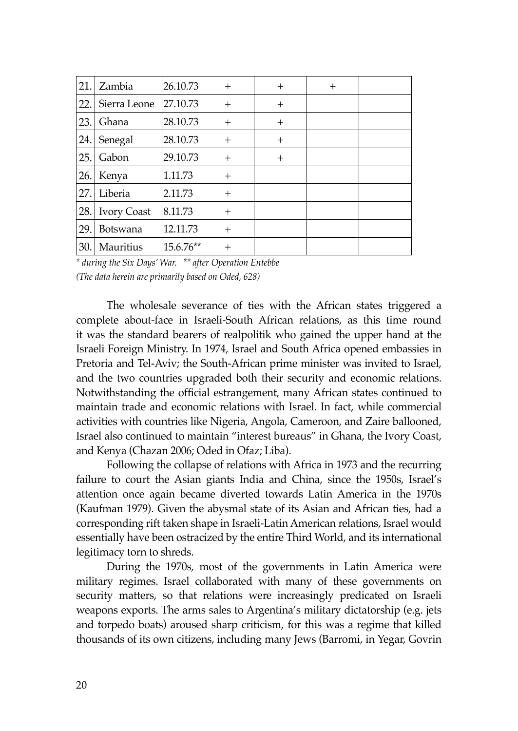| 21. | Zambia | 26.10.73 | + | + | + | |
|---|---|---|---|---|---|---|
| 22. | Sierra Leone | 27.10.73 | + | + | | |
| 23. | Ghana | 28.10.73 | + | + | | |
| 24. | Senegal | 28.10.73 | + | + | | |
| 25. | Gabon | 29.10.73 | + | + | | |
| 26. | Kenya | 1.11.73 | + | | | |
| 27. | Liberia | 2.11.73 | + | | | |
| 28. | Ivory Coast | 8.11.73 | + | | | |
| 29. | Botswana | 12.11.73 | + | | | |
| 30. | Mauritius | 15.6.76** | + | | | |

*\* during the Six Days' War. \*\* after Operation Entebbe*

*(The data herein are primarily based on Oded, 628)*

The wholesale severance of ties with the African states triggered a complete about-face in Israeli-South African relations, as this time round it was the standard bearers of realpolitik who gained the upper hand at the Israeli Foreign Ministry. In 1974, Israel and South Africa opened embassies in Pretoria and Tel-Aviv; the South-African prime minister was invited to Israel, and the two countries upgraded both their security and economic relations. Notwithstanding the official estrangement, many African states continued to maintain trade and economic relations with Israel. In fact, while commercial activities with countries like Nigeria, Angola, Cameroon, and Zaire ballooned, Israel also continued to maintain "interest bureaus" in Ghana, the Ivory Coast, and Kenya (Chazan 2006; Oded in Ofaz; Liba).

Following the collapse of relations with Africa in 1973 and the recurring failure to court the Asian giants India and China, since the 1950s, Israel's attention once again became diverted towards Latin America in the 1970s (Kaufman 1979). Given the abysmal state of its Asian and African ties, had a corresponding rift taken shape in Israeli-Latin American relations, Israel would essentially have been ostracized by the entire Third World, and its international legitimacy torn to shreds.

During the 1970s, most of the governments in Latin America were military regimes. Israel collaborated with many of these governments on security matters, so that relations were increasingly predicated on Israeli weapons exports. The arms sales to Argentina's military dictatorship (e.g. jets and torpedo boats) aroused sharp criticism, for this was a regime that killed thousands of its own citizens, including many Jews (Barromi, in Yegar, Govrin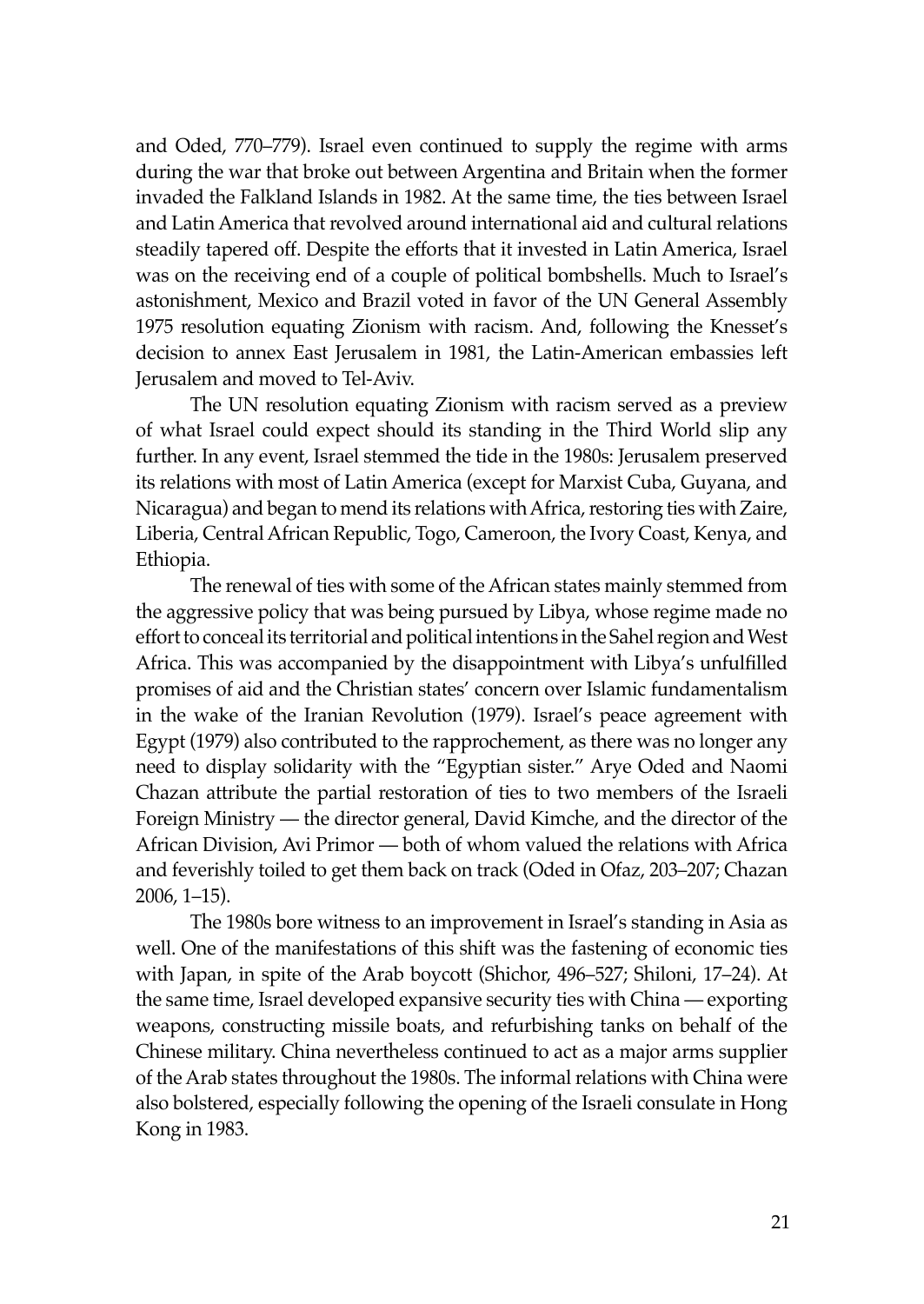and Oded, 770–779). Israel even continued to supply the regime with arms during the war that broke out between Argentina and Britain when the former invaded the Falkland Islands in 1982. At the same time, the ties between Israel and Latin America that revolved around international aid and cultural relations steadily tapered off. Despite the efforts that it invested in Latin America, Israel was on the receiving end of a couple of political bombshells. Much to Israel's astonishment, Mexico and Brazil voted in favor of the UN General Assembly 1975 resolution equating Zionism with racism. And, following the Knesset's decision to annex East Jerusalem in 1981, the Latin-American embassies left Jerusalem and moved to Tel-Aviv.

The UN resolution equating Zionism with racism served as a preview of what Israel could expect should its standing in the Third World slip any further. In any event, Israel stemmed the tide in the 1980s: Jerusalem preserved its relations with most of Latin America (except for Marxist Cuba, Guyana, and Nicaragua) and began to mend its relations with Africa, restoring ties with Zaire, Liberia, Central African Republic, Togo, Cameroon, the Ivory Coast, Kenya, and Ethiopia.

The renewal of ties with some of the African states mainly stemmed from the aggressive policy that was being pursued by Libya, whose regime made no effort to conceal its territorial and political intentions in the Sahel region and West Africa. This was accompanied by the disappointment with Libya's unfulfilled promises of aid and the Christian states' concern over Islamic fundamentalism in the wake of the Iranian Revolution (1979). Israel's peace agreement with Egypt (1979) also contributed to the rapprochement, as there was no longer any need to display solidarity with the "Egyptian sister." Arye Oded and Naomi Chazan attribute the partial restoration of ties to two members of the Israeli Foreign Ministry — the director general, David Kimche, and the director of the African Division, Avi Primor — both of whom valued the relations with Africa and feverishly toiled to get them back on track (Oded in Ofaz, 203–207; Chazan 2006, 1–15).

The 1980s bore witness to an improvement in Israel's standing in Asia as well. One of the manifestations of this shift was the fastening of economic ties with Japan, in spite of the Arab boycott (Shichor, 496–527; Shiloni, 17–24). At the same time, Israel developed expansive security ties with China — exporting weapons, constructing missile boats, and refurbishing tanks on behalf of the Chinese military. China nevertheless continued to act as a major arms supplier of the Arab states throughout the 1980s. The informal relations with China were also bolstered, especially following the opening of the Israeli consulate in Hong Kong in 1983.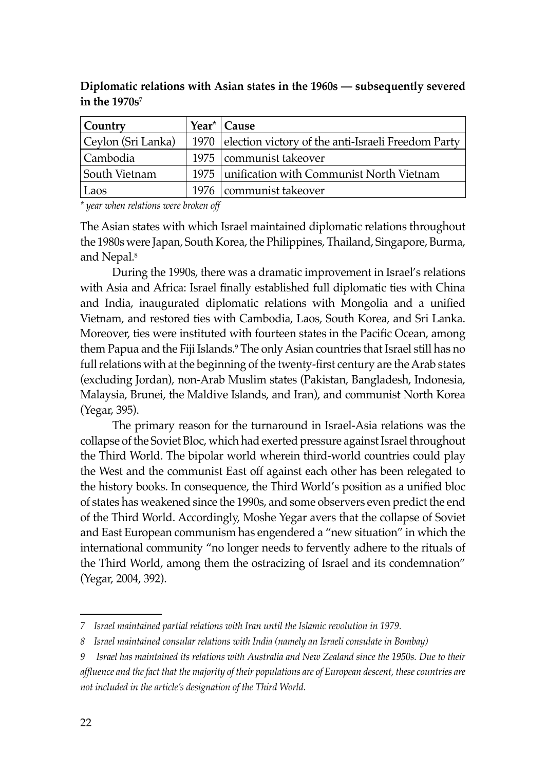**Diplomatic relations with Asian states in the 1960s — subsequently severed in the 1970s**[7]

| Country | Year* | Cause |
|---|---|---|
| Ceylon (Sri Lanka) | 1970 | election victory of the anti-Israeli Freedom Party |
| Cambodia | 1975 | communist takeover |
| South Vietnam | 1975 | unification with Communist North Vietnam |
| Laos | 1976 | communist takeover |

*\* year when relations were broken off*

The Asian states with which Israel maintained diplomatic relations throughout the 1980s were Japan, South Korea, the Philippines, Thailand, Singapore, Burma, and Nepal.[8]

During the 1990s, there was a dramatic improvement in Israel's relations with Asia and Africa: Israel finally established full diplomatic ties with China and India, inaugurated diplomatic relations with Mongolia and a unified Vietnam, and restored ties with Cambodia, Laos, South Korea, and Sri Lanka. Moreover, ties were instituted with fourteen states in the Pacific Ocean, among them Papua and the Fiji Islands.[9] The only Asian countries that Israel still has no full relations with at the beginning of the twenty-first century are the Arab states (excluding Jordan), non-Arab Muslim states (Pakistan, Bangladesh, Indonesia, Malaysia, Brunei, the Maldive Islands, and Iran), and communist North Korea (Yegar, 395).

The primary reason for the turnaround in Israel-Asia relations was the collapse of the Soviet Bloc, which had exerted pressure against Israel throughout the Third World. The bipolar world wherein third-world countries could play the West and the communist East off against each other has been relegated to the history books. In consequence, the Third World's position as a unified bloc of states has weakened since the 1990s, and some observers even predict the end of the Third World. Accordingly, Moshe Yegar avers that the collapse of Soviet and East European communism has engendered a "new situation" in which the international community "no longer needs to fervently adhere to the rituals of the Third World, among them the ostracizing of Israel and its condemnation" (Yegar, 2004, 392).

---

*7 Israel maintained partial relations with Iran until the Islamic revolution in 1979.*

*8 Israel maintained consular relations with India (namely an Israeli consulate in Bombay)*

*9 Israel has maintained its relations with Australia and New Zealand since the 1950s. Due to their affluence and the fact that the majority of their populations are of European descent, these countries are not included in the article's designation of the Third World.*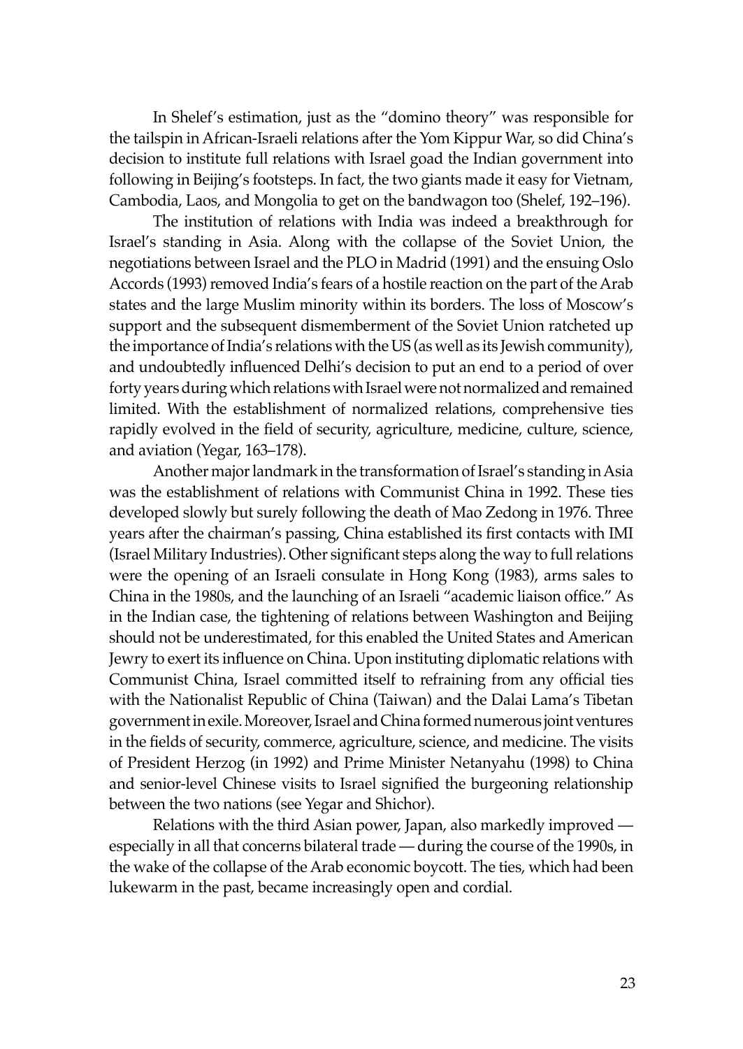In Shelef's estimation, just as the "domino theory" was responsible for the tailspin in African-Israeli relations after the Yom Kippur War, so did China's decision to institute full relations with Israel goad the Indian government into following in Beijing's footsteps. In fact, the two giants made it easy for Vietnam, Cambodia, Laos, and Mongolia to get on the bandwagon too (Shelef, 192–196).

The institution of relations with India was indeed a breakthrough for Israel's standing in Asia. Along with the collapse of the Soviet Union, the negotiations between Israel and the PLO in Madrid (1991) and the ensuing Oslo Accords (1993) removed India's fears of a hostile reaction on the part of the Arab states and the large Muslim minority within its borders. The loss of Moscow's support and the subsequent dismemberment of the Soviet Union ratcheted up the importance of India's relations with the US (as well as its Jewish community), and undoubtedly influenced Delhi's decision to put an end to a period of over forty years during which relations with Israel were not normalized and remained limited. With the establishment of normalized relations, comprehensive ties rapidly evolved in the field of security, agriculture, medicine, culture, science, and aviation (Yegar, 163–178).

Another major landmark in the transformation of Israel's standing in Asia was the establishment of relations with Communist China in 1992. These ties developed slowly but surely following the death of Mao Zedong in 1976. Three years after the chairman's passing, China established its first contacts with IMI (Israel Military Industries). Other significant steps along the way to full relations were the opening of an Israeli consulate in Hong Kong (1983), arms sales to China in the 1980s, and the launching of an Israeli "academic liaison office." As in the Indian case, the tightening of relations between Washington and Beijing should not be underestimated, for this enabled the United States and American Jewry to exert its influence on China. Upon instituting diplomatic relations with Communist China, Israel committed itself to refraining from any official ties with the Nationalist Republic of China (Taiwan) and the Dalai Lama's Tibetan government in exile. Moreover, Israel and China formed numerous joint ventures in the fields of security, commerce, agriculture, science, and medicine. The visits of President Herzog (in 1992) and Prime Minister Netanyahu (1998) to China and senior-level Chinese visits to Israel signified the burgeoning relationship between the two nations (see Yegar and Shichor).

Relations with the third Asian power, Japan, also markedly improved — especially in all that concerns bilateral trade — during the course of the 1990s, in the wake of the collapse of the Arab economic boycott. The ties, which had been lukewarm in the past, became increasingly open and cordial.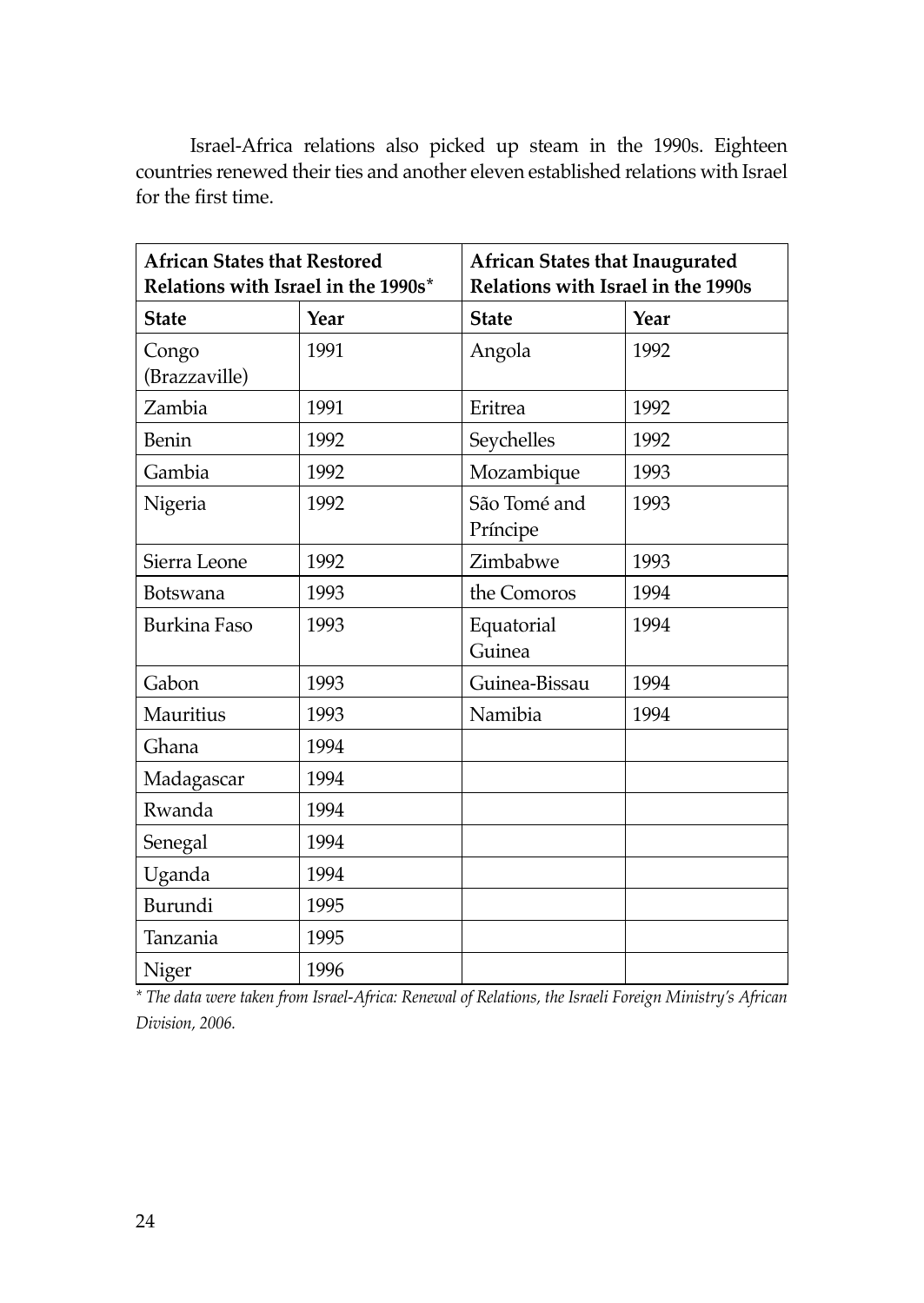Israel-Africa relations also picked up steam in the 1990s. Eighteen countries renewed their ties and another eleven established relations with Israel for the first time.

| **African States that Restored Relations with Israel in the 1990s*** | | **African States that Inaugurated Relations with Israel in the 1990s** | |
|---|---|---|---|
| **State** | **Year** | **State** | **Year** |
| Congo (Brazzaville) | 1991 | Angola | 1992 |
| Zambia | 1991 | Eritrea | 1992 |
| Benin | 1992 | Seychelles | 1992 |
| Gambia | 1992 | Mozambique | 1993 |
| Nigeria | 1992 | São Tomé and Príncipe | 1993 |
| Sierra Leone | 1992 | Zimbabwe | 1993 |
| Botswana | 1993 | the Comoros | 1994 |
| Burkina Faso | 1993 | Equatorial Guinea | 1994 |
| Gabon | 1993 | Guinea-Bissau | 1994 |
| Mauritius | 1993 | Namibia | 1994 |
| Ghana | 1994 | | |
| Madagascar | 1994 | | |
| Rwanda | 1994 | | |
| Senegal | 1994 | | |
| Uganda | 1994 | | |
| Burundi | 1995 | | |
| Tanzania | 1995 | | |
| Niger | 1996 | | |

*\* The data were taken from Israel-Africa: Renewal of Relations, the Israeli Foreign Ministry's African Division, 2006.*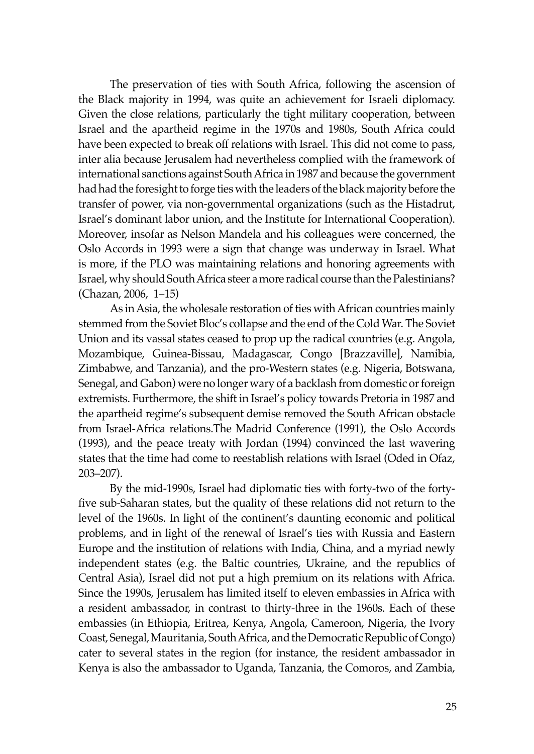The preservation of ties with South Africa, following the ascension of the Black majority in 1994, was quite an achievement for Israeli diplomacy. Given the close relations, particularly the tight military cooperation, between Israel and the apartheid regime in the 1970s and 1980s, South Africa could have been expected to break off relations with Israel. This did not come to pass, inter alia because Jerusalem had nevertheless complied with the framework of international sanctions against South Africa in 1987 and because the government had had the foresight to forge ties with the leaders of the black majority before the transfer of power, via non-governmental organizations (such as the Histadrut, Israel's dominant labor union, and the Institute for International Cooperation). Moreover, insofar as Nelson Mandela and his colleagues were concerned, the Oslo Accords in 1993 were a sign that change was underway in Israel. What is more, if the PLO was maintaining relations and honoring agreements with Israel, why should South Africa steer a more radical course than the Palestinians? (Chazan, 2006, 1–15)

As in Asia, the wholesale restoration of ties with African countries mainly stemmed from the Soviet Bloc's collapse and the end of the Cold War. The Soviet Union and its vassal states ceased to prop up the radical countries (e.g. Angola, Mozambique, Guinea-Bissau, Madagascar, Congo [Brazzaville], Namibia, Zimbabwe, and Tanzania), and the pro-Western states (e.g. Nigeria, Botswana, Senegal, and Gabon) were no longer wary of a backlash from domestic or foreign extremists. Furthermore, the shift in Israel's policy towards Pretoria in 1987 and the apartheid regime's subsequent demise removed the South African obstacle from Israel-Africa relations.The Madrid Conference (1991), the Oslo Accords (1993), and the peace treaty with Jordan (1994) convinced the last wavering states that the time had come to reestablish relations with Israel (Oded in Ofaz, 203–207).

By the mid-1990s, Israel had diplomatic ties with forty-two of the forty-five sub-Saharan states, but the quality of these relations did not return to the level of the 1960s. In light of the continent's daunting economic and political problems, and in light of the renewal of Israel's ties with Russia and Eastern Europe and the institution of relations with India, China, and a myriad newly independent states (e.g. the Baltic countries, Ukraine, and the republics of Central Asia), Israel did not put a high premium on its relations with Africa. Since the 1990s, Jerusalem has limited itself to eleven embassies in Africa with a resident ambassador, in contrast to thirty-three in the 1960s. Each of these embassies (in Ethiopia, Eritrea, Kenya, Angola, Cameroon, Nigeria, the Ivory Coast, Senegal, Mauritania, South Africa, and the Democratic Republic of Congo) cater to several states in the region (for instance, the resident ambassador in Kenya is also the ambassador to Uganda, Tanzania, the Comoros, and Zambia,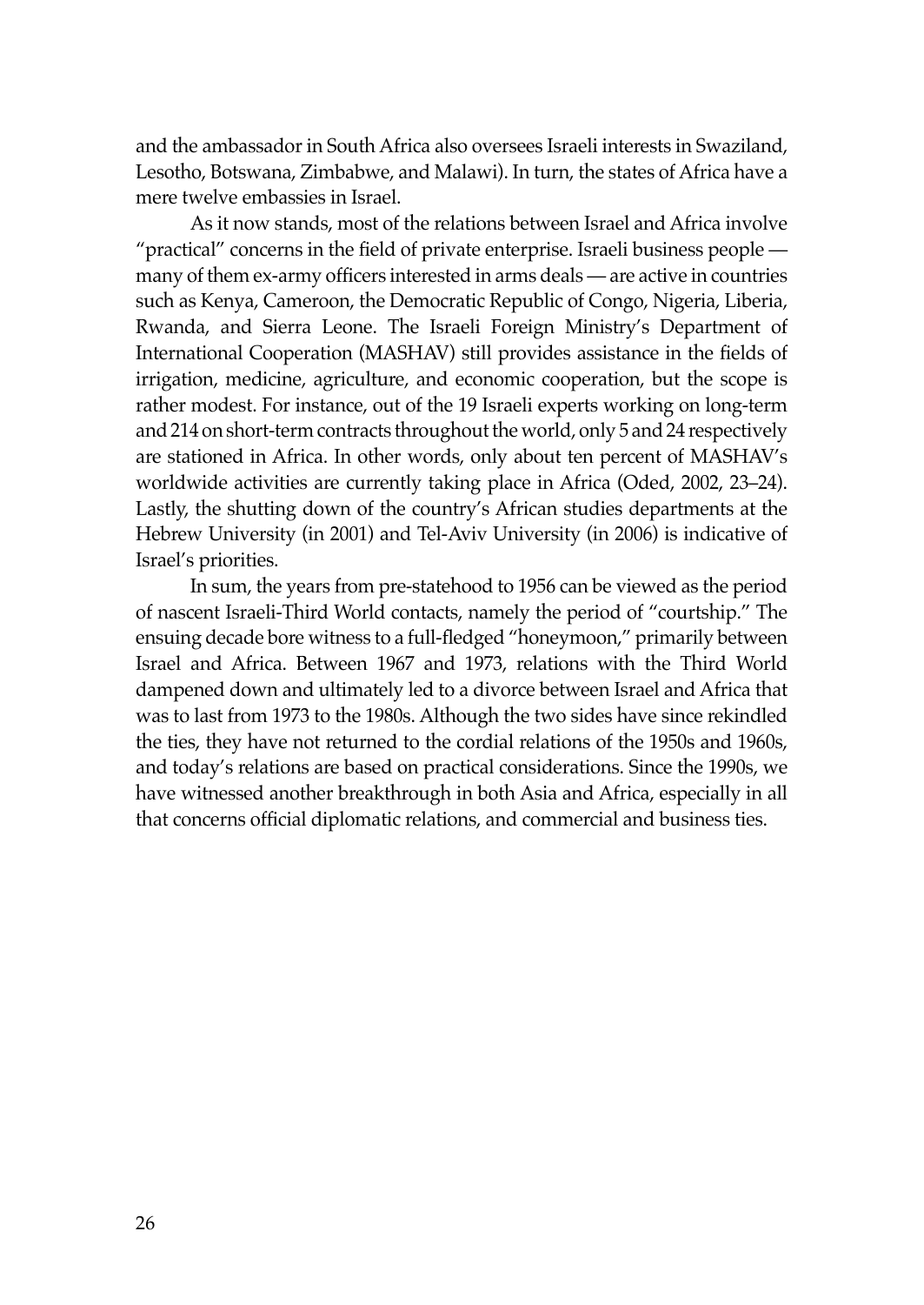and the ambassador in South Africa also oversees Israeli interests in Swaziland, Lesotho, Botswana, Zimbabwe, and Malawi). In turn, the states of Africa have a mere twelve embassies in Israel.

As it now stands, most of the relations between Israel and Africa involve "practical" concerns in the field of private enterprise. Israeli business people — many of them ex-army officers interested in arms deals — are active in countries such as Kenya, Cameroon, the Democratic Republic of Congo, Nigeria, Liberia, Rwanda, and Sierra Leone. The Israeli Foreign Ministry's Department of International Cooperation (MASHAV) still provides assistance in the fields of irrigation, medicine, agriculture, and economic cooperation, but the scope is rather modest. For instance, out of the 19 Israeli experts working on long-term and 214 on short-term contracts throughout the world, only 5 and 24 respectively are stationed in Africa. In other words, only about ten percent of MASHAV's worldwide activities are currently taking place in Africa (Oded, 2002, 23–24). Lastly, the shutting down of the country's African studies departments at the Hebrew University (in 2001) and Tel-Aviv University (in 2006) is indicative of Israel's priorities.

In sum, the years from pre-statehood to 1956 can be viewed as the period of nascent Israeli-Third World contacts, namely the period of "courtship." The ensuing decade bore witness to a full-fledged "honeymoon," primarily between Israel and Africa. Between 1967 and 1973, relations with the Third World dampened down and ultimately led to a divorce between Israel and Africa that was to last from 1973 to the 1980s. Although the two sides have since rekindled the ties, they have not returned to the cordial relations of the 1950s and 1960s, and today's relations are based on practical considerations. Since the 1990s, we have witnessed another breakthrough in both Asia and Africa, especially in all that concerns official diplomatic relations, and commercial and business ties.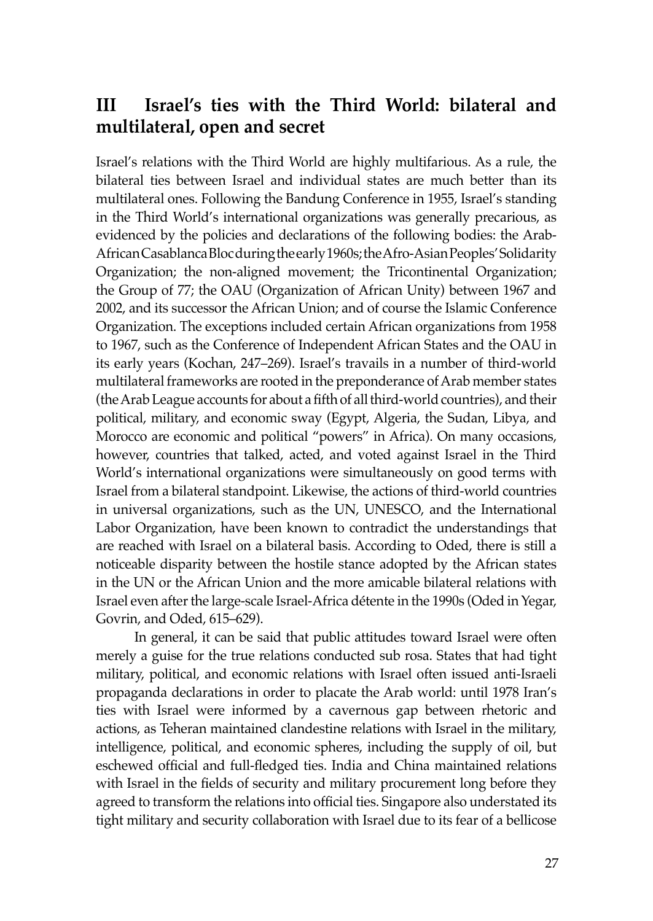## III Israel's ties with the Third World: bilateral and multilateral, open and secret

Israel's relations with the Third World are highly multifarious. As a rule, the bilateral ties between Israel and individual states are much better than its multilateral ones. Following the Bandung Conference in 1955, Israel's standing in the Third World's international organizations was generally precarious, as evidenced by the policies and declarations of the following bodies: the Arab-African Casablanca Bloc during the early 1960s; the Afro-Asian Peoples' Solidarity Organization; the non-aligned movement; the Tricontinental Organization; the Group of 77; the OAU (Organization of African Unity) between 1967 and 2002, and its successor the African Union; and of course the Islamic Conference Organization. The exceptions included certain African organizations from 1958 to 1967, such as the Conference of Independent African States and the OAU in its early years (Kochan, 247–269). Israel's travails in a number of third-world multilateral frameworks are rooted in the preponderance of Arab member states (the Arab League accounts for about a fifth of all third-world countries), and their political, military, and economic sway (Egypt, Algeria, the Sudan, Libya, and Morocco are economic and political "powers" in Africa). On many occasions, however, countries that talked, acted, and voted against Israel in the Third World's international organizations were simultaneously on good terms with Israel from a bilateral standpoint. Likewise, the actions of third-world countries in universal organizations, such as the UN, UNESCO, and the International Labor Organization, have been known to contradict the understandings that are reached with Israel on a bilateral basis. According to Oded, there is still a noticeable disparity between the hostile stance adopted by the African states in the UN or the African Union and the more amicable bilateral relations with Israel even after the large-scale Israel-Africa détente in the 1990s (Oded in Yegar, Govrin, and Oded, 615–629).

In general, it can be said that public attitudes toward Israel were often merely a guise for the true relations conducted sub rosa. States that had tight military, political, and economic relations with Israel often issued anti-Israeli propaganda declarations in order to placate the Arab world: until 1978 Iran's ties with Israel were informed by a cavernous gap between rhetoric and actions, as Teheran maintained clandestine relations with Israel in the military, intelligence, political, and economic spheres, including the supply of oil, but eschewed official and full-fledged ties. India and China maintained relations with Israel in the fields of security and military procurement long before they agreed to transform the relations into official ties. Singapore also understated its tight military and security collaboration with Israel due to its fear of a bellicose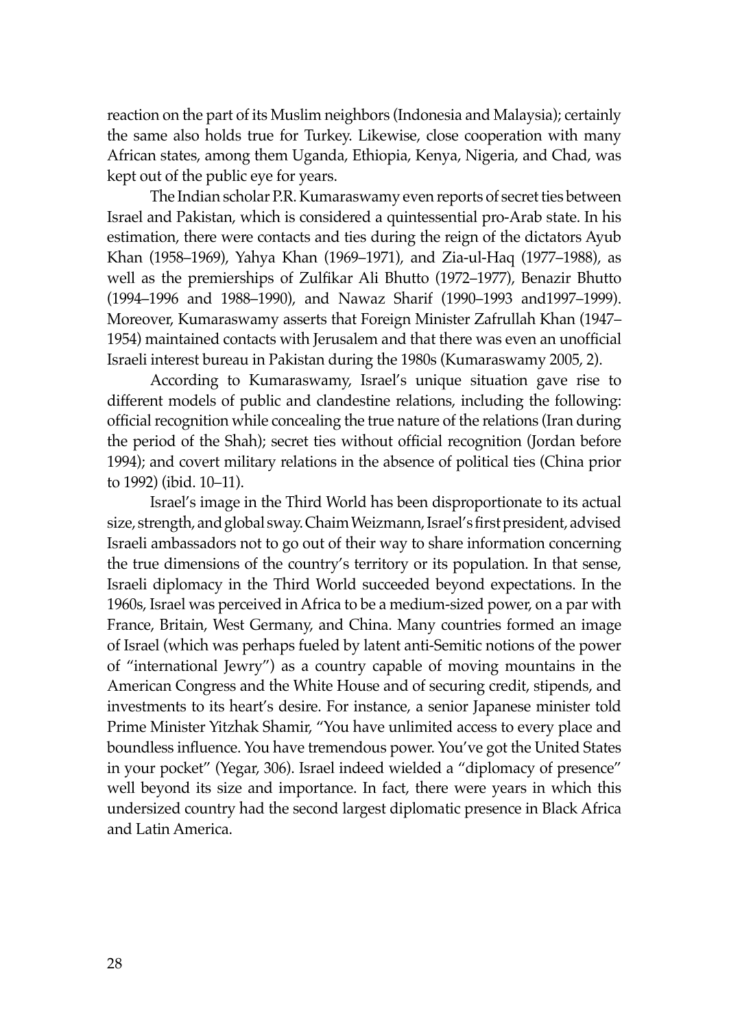reaction on the part of its Muslim neighbors (Indonesia and Malaysia); certainly the same also holds true for Turkey. Likewise, close cooperation with many African states, among them Uganda, Ethiopia, Kenya, Nigeria, and Chad, was kept out of the public eye for years.

The Indian scholar P.R. Kumaraswamy even reports of secret ties between Israel and Pakistan, which is considered a quintessential pro-Arab state. In his estimation, there were contacts and ties during the reign of the dictators Ayub Khan (1958–1969), Yahya Khan (1969–1971), and Zia-ul-Haq (1977–1988), as well as the premierships of Zulfikar Ali Bhutto (1972–1977), Benazir Bhutto (1994–1996 and 1988–1990), and Nawaz Sharif (1990–1993 and1997–1999). Moreover, Kumaraswamy asserts that Foreign Minister Zafrullah Khan (1947–1954) maintained contacts with Jerusalem and that there was even an unofficial Israeli interest bureau in Pakistan during the 1980s (Kumaraswamy 2005, 2).

According to Kumaraswamy, Israel's unique situation gave rise to different models of public and clandestine relations, including the following: official recognition while concealing the true nature of the relations (Iran during the period of the Shah); secret ties without official recognition (Jordan before 1994); and covert military relations in the absence of political ties (China prior to 1992) (ibid. 10–11).

Israel's image in the Third World has been disproportionate to its actual size, strength, and global sway. Chaim Weizmann, Israel's first president, advised Israeli ambassadors not to go out of their way to share information concerning the true dimensions of the country's territory or its population. In that sense, Israeli diplomacy in the Third World succeeded beyond expectations. In the 1960s, Israel was perceived in Africa to be a medium-sized power, on a par with France, Britain, West Germany, and China. Many countries formed an image of Israel (which was perhaps fueled by latent anti-Semitic notions of the power of "international Jewry") as a country capable of moving mountains in the American Congress and the White House and of securing credit, stipends, and investments to its heart's desire. For instance, a senior Japanese minister told Prime Minister Yitzhak Shamir, "You have unlimited access to every place and boundless influence. You have tremendous power. You've got the United States in your pocket" (Yegar, 306). Israel indeed wielded a "diplomacy of presence" well beyond its size and importance. In fact, there were years in which this undersized country had the second largest diplomatic presence in Black Africa and Latin America.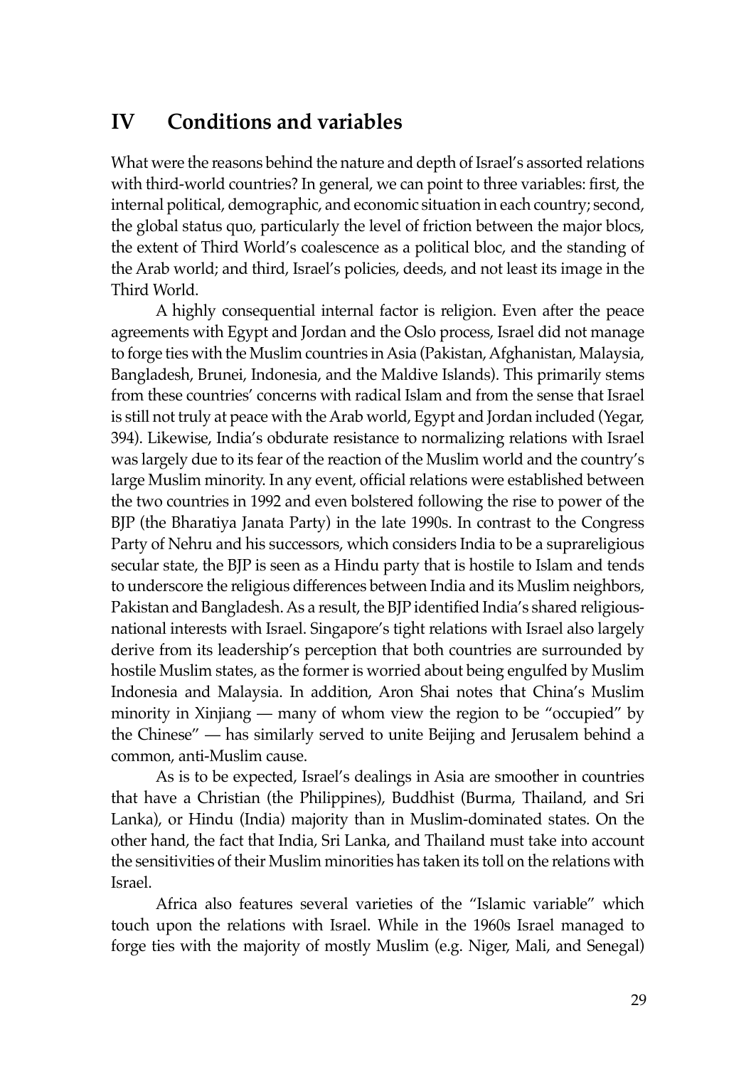## IV Conditions and variables

What were the reasons behind the nature and depth of Israel's assorted relations with third-world countries? In general, we can point to three variables: first, the internal political, demographic, and economic situation in each country; second, the global status quo, particularly the level of friction between the major blocs, the extent of Third World's coalescence as a political bloc, and the standing of the Arab world; and third, Israel's policies, deeds, and not least its image in the Third World.

A highly consequential internal factor is religion. Even after the peace agreements with Egypt and Jordan and the Oslo process, Israel did not manage to forge ties with the Muslim countries in Asia (Pakistan, Afghanistan, Malaysia, Bangladesh, Brunei, Indonesia, and the Maldive Islands). This primarily stems from these countries' concerns with radical Islam and from the sense that Israel is still not truly at peace with the Arab world, Egypt and Jordan included (Yegar, 394). Likewise, India's obdurate resistance to normalizing relations with Israel was largely due to its fear of the reaction of the Muslim world and the country's large Muslim minority. In any event, official relations were established between the two countries in 1992 and even bolstered following the rise to power of the BJP (the Bharatiya Janata Party) in the late 1990s. In contrast to the Congress Party of Nehru and his successors, which considers India to be a suprareligious secular state, the BJP is seen as a Hindu party that is hostile to Islam and tends to underscore the religious differences between India and its Muslim neighbors, Pakistan and Bangladesh. As a result, the BJP identified India's shared religious-national interests with Israel. Singapore's tight relations with Israel also largely derive from its leadership's perception that both countries are surrounded by hostile Muslim states, as the former is worried about being engulfed by Muslim Indonesia and Malaysia. In addition, Aron Shai notes that China's Muslim minority in Xinjiang — many of whom view the region to be "occupied" by the Chinese" — has similarly served to unite Beijing and Jerusalem behind a common, anti-Muslim cause.

As is to be expected, Israel's dealings in Asia are smoother in countries that have a Christian (the Philippines), Buddhist (Burma, Thailand, and Sri Lanka), or Hindu (India) majority than in Muslim-dominated states. On the other hand, the fact that India, Sri Lanka, and Thailand must take into account the sensitivities of their Muslim minorities has taken its toll on the relations with Israel.

Africa also features several varieties of the "Islamic variable" which touch upon the relations with Israel. While in the 1960s Israel managed to forge ties with the majority of mostly Muslim (e.g. Niger, Mali, and Senegal)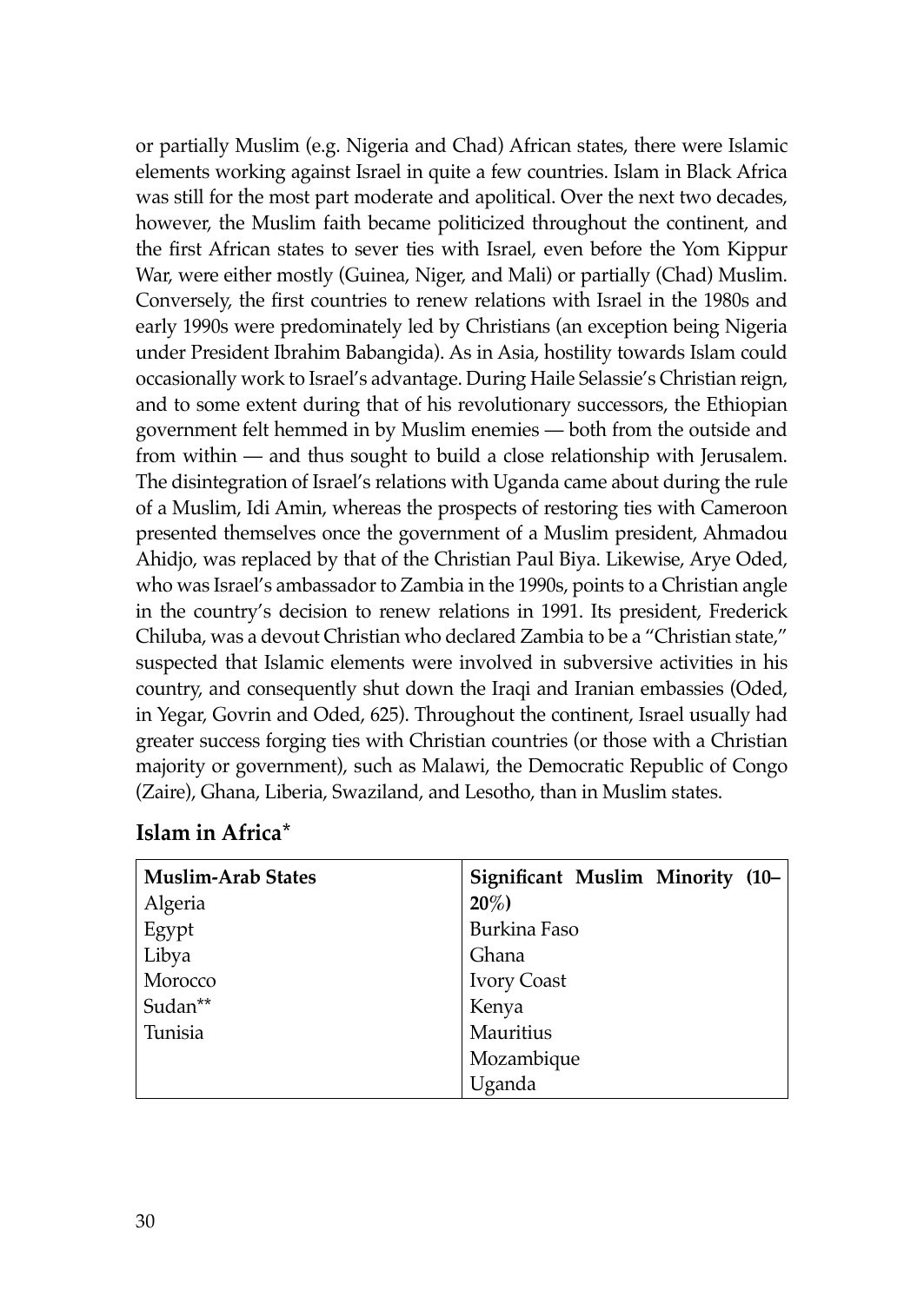or partially Muslim (e.g. Nigeria and Chad) African states, there were Islamic elements working against Israel in quite a few countries. Islam in Black Africa was still for the most part moderate and apolitical. Over the next two decades, however, the Muslim faith became politicized throughout the continent, and the first African states to sever ties with Israel, even before the Yom Kippur War, were either mostly (Guinea, Niger, and Mali) or partially (Chad) Muslim. Conversely, the first countries to renew relations with Israel in the 1980s and early 1990s were predominately led by Christians (an exception being Nigeria under President Ibrahim Babangida). As in Asia, hostility towards Islam could occasionally work to Israel's advantage. During Haile Selassie's Christian reign, and to some extent during that of his revolutionary successors, the Ethiopian government felt hemmed in by Muslim enemies — both from the outside and from within — and thus sought to build a close relationship with Jerusalem. The disintegration of Israel's relations with Uganda came about during the rule of a Muslim, Idi Amin, whereas the prospects of restoring ties with Cameroon presented themselves once the government of a Muslim president, Ahmadou Ahidjo, was replaced by that of the Christian Paul Biya. Likewise, Arye Oded, who was Israel's ambassador to Zambia in the 1990s, points to a Christian angle in the country's decision to renew relations in 1991. Its president, Frederick Chiluba, was a devout Christian who declared Zambia to be a "Christian state," suspected that Islamic elements were involved in subversive activities in his country, and consequently shut down the Iraqi and Iranian embassies (Oded, in Yegar, Govrin and Oded, 625). Throughout the continent, Israel usually had greater success forging ties with Christian countries (or those with a Christian majority or government), such as Malawi, the Democratic Republic of Congo (Zaire), Ghana, Liberia, Swaziland, and Lesotho, than in Muslim states.

## Islam in Africa*

| Muslim-Arab States | Significant Muslim Minority (10–20%) |
|---|---|
| Algeria | Burkina Faso |
| Egypt | Ghana |
| Libya | Ivory Coast |
| Morocco | Kenya |
| Sudan** | Mauritius |
| Tunisia | Mozambique |
| | Uganda |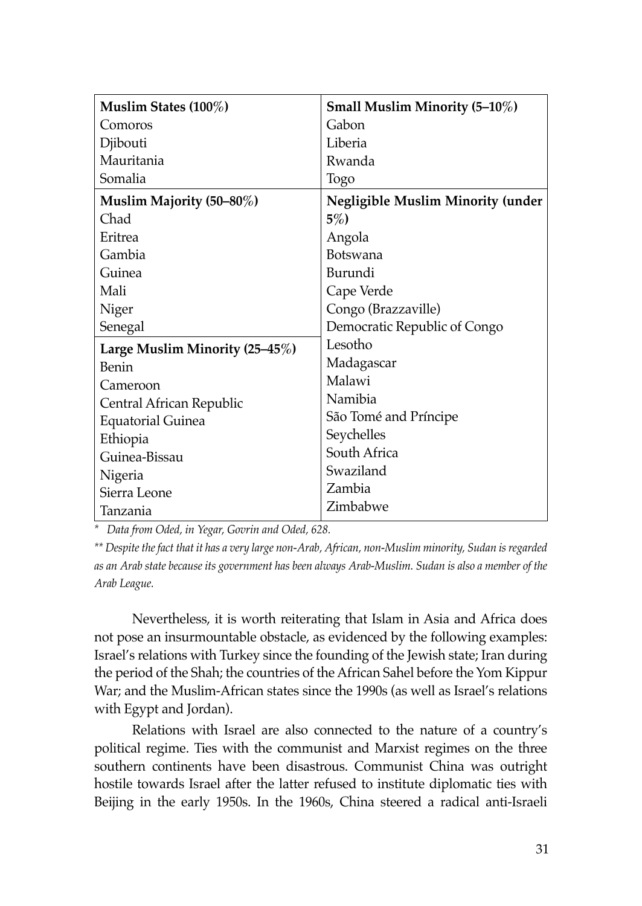| Muslim States (100%) | Small Muslim Minority (5–10%) |
|---|---|
| Comoros | Gabon |
| Djibouti | Liberia |
| Mauritania | Rwanda |
| Somalia | Togo |
| **Muslim Majority (50–80%)** | **Negligible Muslim Minority (under 5%)** |
| Chad | Angola |
| Eritrea | Botswana |
| Gambia | Burundi |
| Guinea | Cape Verde |
| Mali | Congo (Brazzaville) |
| Niger | Democratic Republic of Congo |
| Senegal | Lesotho |
| **Large Muslim Minority (25–45%)** | Madagascar |
| Benin | Malawi |
| Cameroon | Namibia |
| Central African Republic | São Tomé and Príncipe |
| Equatorial Guinea | Seychelles |
| Ethiopia | South Africa |
| Guinea-Bissau | Swaziland |
| Nigeria | Zambia |
| Sierra Leone | Zimbabwe |
| Tanzania | |

*\* Data from Oded, in Yegar, Govrin and Oded, 628.*

*\*\* Despite the fact that it has a very large non-Arab, African, non-Muslim minority, Sudan is regarded as an Arab state because its government has been always Arab-Muslim. Sudan is also a member of the Arab League.*

Nevertheless, it is worth reiterating that Islam in Asia and Africa does not pose an insurmountable obstacle, as evidenced by the following examples: Israel's relations with Turkey since the founding of the Jewish state; Iran during the period of the Shah; the countries of the African Sahel before the Yom Kippur War; and the Muslim-African states since the 1990s (as well as Israel's relations with Egypt and Jordan).

Relations with Israel are also connected to the nature of a country's political regime. Ties with the communist and Marxist regimes on the three southern continents have been disastrous. Communist China was outright hostile towards Israel after the latter refused to institute diplomatic ties with Beijing in the early 1950s. In the 1960s, China steered a radical anti-Israeli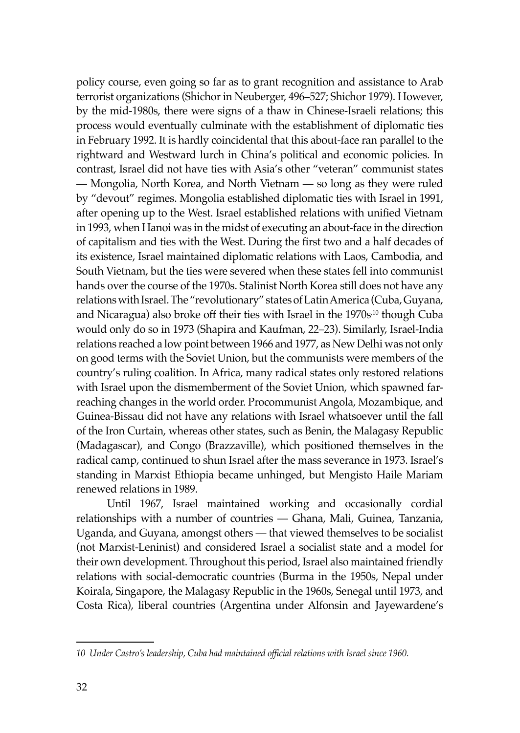policy course, even going so far as to grant recognition and assistance to Arab terrorist organizations (Shichor in Neuberger, 496–527; Shichor 1979). However, by the mid-1980s, there were signs of a thaw in Chinese-Israeli relations; this process would eventually culminate with the establishment of diplomatic ties in February 1992. It is hardly coincidental that this about-face ran parallel to the rightward and Westward lurch in China's political and economic policies. In contrast, Israel did not have ties with Asia's other "veteran" communist states — Mongolia, North Korea, and North Vietnam — so long as they were ruled by "devout" regimes. Mongolia established diplomatic ties with Israel in 1991, after opening up to the West. Israel established relations with unified Vietnam in 1993, when Hanoi was in the midst of executing an about-face in the direction of capitalism and ties with the West. During the first two and a half decades of its existence, Israel maintained diplomatic relations with Laos, Cambodia, and South Vietnam, but the ties were severed when these states fell into communist hands over the course of the 1970s. Stalinist North Korea still does not have any relations with Israel. The "revolutionary" states of Latin America (Cuba, Guyana, and Nicaragua) also broke off their ties with Israel in the 1970s[10] though Cuba would only do so in 1973 (Shapira and Kaufman, 22–23). Similarly, Israel-India relations reached a low point between 1966 and 1977, as New Delhi was not only on good terms with the Soviet Union, but the communists were members of the country's ruling coalition. In Africa, many radical states only restored relations with Israel upon the dismemberment of the Soviet Union, which spawned far-reaching changes in the world order. Procommunist Angola, Mozambique, and Guinea-Bissau did not have any relations with Israel whatsoever until the fall of the Iron Curtain, whereas other states, such as Benin, the Malagasy Republic (Madagascar), and Congo (Brazzaville), which positioned themselves in the radical camp, continued to shun Israel after the mass severance in 1973. Israel's standing in Marxist Ethiopia became unhinged, but Mengisto Haile Mariam renewed relations in 1989.

Until 1967, Israel maintained working and occasionally cordial relationships with a number of countries — Ghana, Mali, Guinea, Tanzania, Uganda, and Guyana, amongst others — that viewed themselves to be socialist (not Marxist-Leninist) and considered Israel a socialist state and a model for their own development. Throughout this period, Israel also maintained friendly relations with social-democratic countries (Burma in the 1950s, Nepal under Koirala, Singapore, the Malagasy Republic in the 1960s, Senegal until 1973, and Costa Rica), liberal countries (Argentina under Alfonsin and Jayewardene's

---

*10 Under Castro's leadership, Cuba had maintained official relations with Israel since 1960.*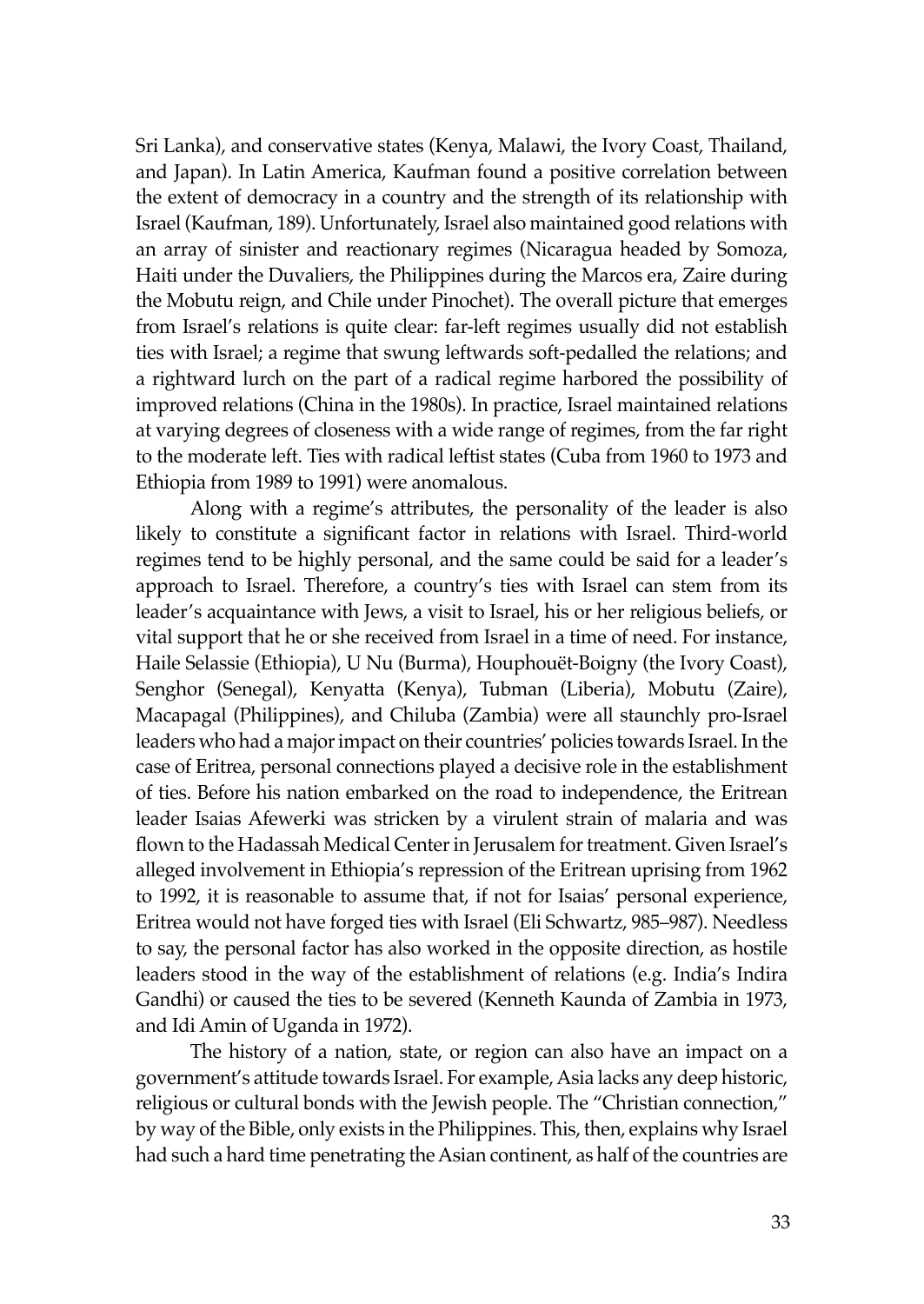Sri Lanka), and conservative states (Kenya, Malawi, the Ivory Coast, Thailand, and Japan). In Latin America, Kaufman found a positive correlation between the extent of democracy in a country and the strength of its relationship with Israel (Kaufman, 189). Unfortunately, Israel also maintained good relations with an array of sinister and reactionary regimes (Nicaragua headed by Somoza, Haiti under the Duvaliers, the Philippines during the Marcos era, Zaire during the Mobutu reign, and Chile under Pinochet). The overall picture that emerges from Israel's relations is quite clear: far-left regimes usually did not establish ties with Israel; a regime that swung leftwards soft-pedalled the relations; and a rightward lurch on the part of a radical regime harbored the possibility of improved relations (China in the 1980s). In practice, Israel maintained relations at varying degrees of closeness with a wide range of regimes, from the far right to the moderate left. Ties with radical leftist states (Cuba from 1960 to 1973 and Ethiopia from 1989 to 1991) were anomalous.

Along with a regime's attributes, the personality of the leader is also likely to constitute a significant factor in relations with Israel. Third-world regimes tend to be highly personal, and the same could be said for a leader's approach to Israel. Therefore, a country's ties with Israel can stem from its leader's acquaintance with Jews, a visit to Israel, his or her religious beliefs, or vital support that he or she received from Israel in a time of need. For instance, Haile Selassie (Ethiopia), U Nu (Burma), Houphouët-Boigny (the Ivory Coast), Senghor (Senegal), Kenyatta (Kenya), Tubman (Liberia), Mobutu (Zaire), Macapagal (Philippines), and Chiluba (Zambia) were all staunchly pro-Israel leaders who had a major impact on their countries' policies towards Israel. In the case of Eritrea, personal connections played a decisive role in the establishment of ties. Before his nation embarked on the road to independence, the Eritrean leader Isaias Afewerki was stricken by a virulent strain of malaria and was flown to the Hadassah Medical Center in Jerusalem for treatment. Given Israel's alleged involvement in Ethiopia's repression of the Eritrean uprising from 1962 to 1992, it is reasonable to assume that, if not for Isaias' personal experience, Eritrea would not have forged ties with Israel (Eli Schwartz, 985–987). Needless to say, the personal factor has also worked in the opposite direction, as hostile leaders stood in the way of the establishment of relations (e.g. India's Indira Gandhi) or caused the ties to be severed (Kenneth Kaunda of Zambia in 1973, and Idi Amin of Uganda in 1972).

The history of a nation, state, or region can also have an impact on a government's attitude towards Israel. For example, Asia lacks any deep historic, religious or cultural bonds with the Jewish people. The "Christian connection," by way of the Bible, only exists in the Philippines. This, then, explains why Israel had such a hard time penetrating the Asian continent, as half of the countries are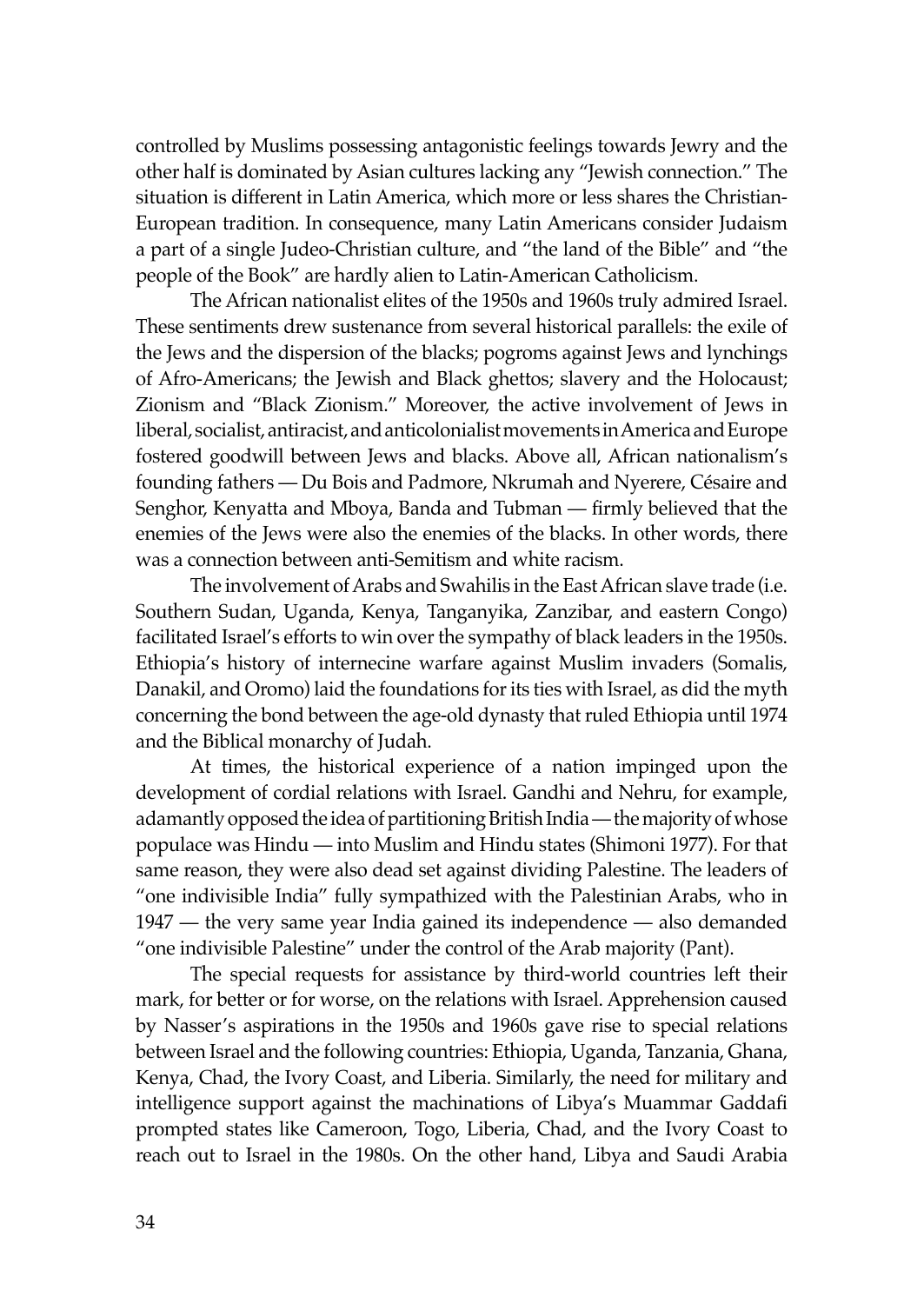controlled by Muslims possessing antagonistic feelings towards Jewry and the other half is dominated by Asian cultures lacking any "Jewish connection." The situation is different in Latin America, which more or less shares the Christian-European tradition. In consequence, many Latin Americans consider Judaism a part of a single Judeo-Christian culture, and "the land of the Bible" and "the people of the Book" are hardly alien to Latin-American Catholicism.

The African nationalist elites of the 1950s and 1960s truly admired Israel. These sentiments drew sustenance from several historical parallels: the exile of the Jews and the dispersion of the blacks; pogroms against Jews and lynchings of Afro-Americans; the Jewish and Black ghettos; slavery and the Holocaust; Zionism and "Black Zionism." Moreover, the active involvement of Jews in liberal, socialist, antiracist, and anticolonialist movements in America and Europe fostered goodwill between Jews and blacks. Above all, African nationalism's founding fathers — Du Bois and Padmore, Nkrumah and Nyerere, Césaire and Senghor, Kenyatta and Mboya, Banda and Tubman — firmly believed that the enemies of the Jews were also the enemies of the blacks. In other words, there was a connection between anti-Semitism and white racism.

The involvement of Arabs and Swahilis in the East African slave trade (i.e. Southern Sudan, Uganda, Kenya, Tanganyika, Zanzibar, and eastern Congo) facilitated Israel's efforts to win over the sympathy of black leaders in the 1950s. Ethiopia's history of internecine warfare against Muslim invaders (Somalis, Danakil, and Oromo) laid the foundations for its ties with Israel, as did the myth concerning the bond between the age-old dynasty that ruled Ethiopia until 1974 and the Biblical monarchy of Judah.

At times, the historical experience of a nation impinged upon the development of cordial relations with Israel. Gandhi and Nehru, for example, adamantly opposed the idea of partitioning British India — the majority of whose populace was Hindu — into Muslim and Hindu states (Shimoni 1977). For that same reason, they were also dead set against dividing Palestine. The leaders of "one indivisible India" fully sympathized with the Palestinian Arabs, who in 1947 — the very same year India gained its independence — also demanded "one indivisible Palestine" under the control of the Arab majority (Pant).

The special requests for assistance by third-world countries left their mark, for better or for worse, on the relations with Israel. Apprehension caused by Nasser's aspirations in the 1950s and 1960s gave rise to special relations between Israel and the following countries: Ethiopia, Uganda, Tanzania, Ghana, Kenya, Chad, the Ivory Coast, and Liberia. Similarly, the need for military and intelligence support against the machinations of Libya's Muammar Gaddafi prompted states like Cameroon, Togo, Liberia, Chad, and the Ivory Coast to reach out to Israel in the 1980s. On the other hand, Libya and Saudi Arabia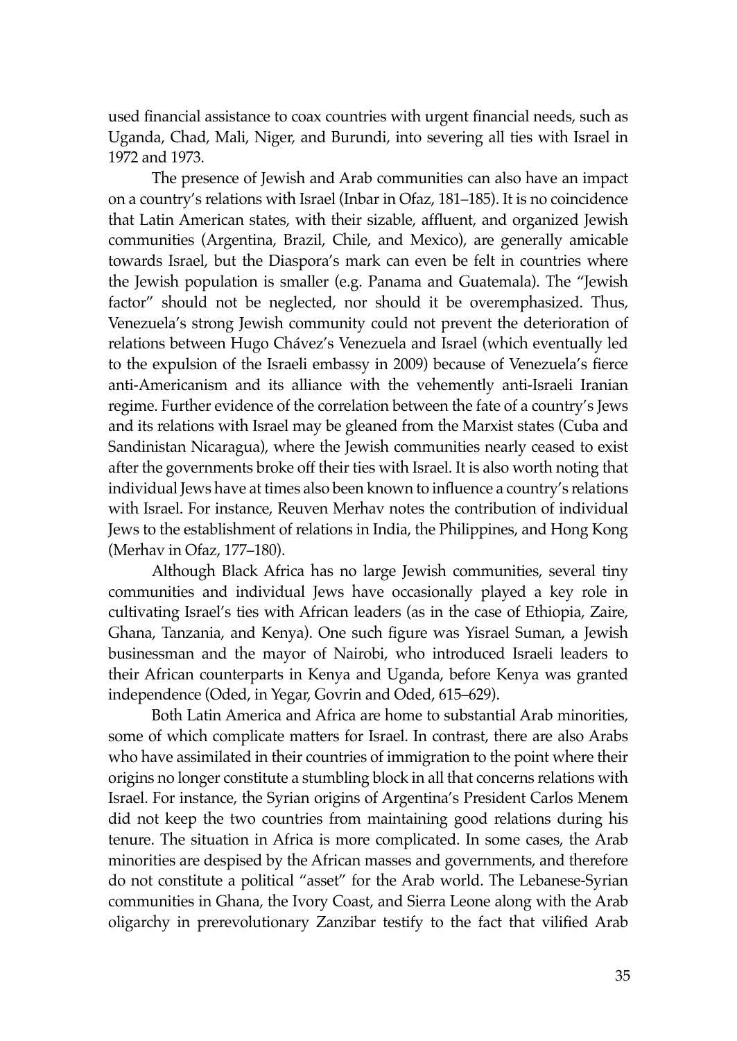used financial assistance to coax countries with urgent financial needs, such as Uganda, Chad, Mali, Niger, and Burundi, into severing all ties with Israel in 1972 and 1973.

The presence of Jewish and Arab communities can also have an impact on a country's relations with Israel (Inbar in Ofaz, 181–185). It is no coincidence that Latin American states, with their sizable, affluent, and organized Jewish communities (Argentina, Brazil, Chile, and Mexico), are generally amicable towards Israel, but the Diaspora's mark can even be felt in countries where the Jewish population is smaller (e.g. Panama and Guatemala). The "Jewish factor" should not be neglected, nor should it be overemphasized. Thus, Venezuela's strong Jewish community could not prevent the deterioration of relations between Hugo Chávez's Venezuela and Israel (which eventually led to the expulsion of the Israeli embassy in 2009) because of Venezuela's fierce anti-Americanism and its alliance with the vehemently anti-Israeli Iranian regime. Further evidence of the correlation between the fate of a country's Jews and its relations with Israel may be gleaned from the Marxist states (Cuba and Sandinistan Nicaragua), where the Jewish communities nearly ceased to exist after the governments broke off their ties with Israel. It is also worth noting that individual Jews have at times also been known to influence a country's relations with Israel. For instance, Reuven Merhav notes the contribution of individual Jews to the establishment of relations in India, the Philippines, and Hong Kong (Merhav in Ofaz, 177–180).

Although Black Africa has no large Jewish communities, several tiny communities and individual Jews have occasionally played a key role in cultivating Israel's ties with African leaders (as in the case of Ethiopia, Zaire, Ghana, Tanzania, and Kenya). One such figure was Yisrael Suman, a Jewish businessman and the mayor of Nairobi, who introduced Israeli leaders to their African counterparts in Kenya and Uganda, before Kenya was granted independence (Oded, in Yegar, Govrin and Oded, 615–629).

Both Latin America and Africa are home to substantial Arab minorities, some of which complicate matters for Israel. In contrast, there are also Arabs who have assimilated in their countries of immigration to the point where their origins no longer constitute a stumbling block in all that concerns relations with Israel. For instance, the Syrian origins of Argentina's President Carlos Menem did not keep the two countries from maintaining good relations during his tenure. The situation in Africa is more complicated. In some cases, the Arab minorities are despised by the African masses and governments, and therefore do not constitute a political "asset" for the Arab world. The Lebanese-Syrian communities in Ghana, the Ivory Coast, and Sierra Leone along with the Arab oligarchy in prerevolutionary Zanzibar testify to the fact that vilified Arab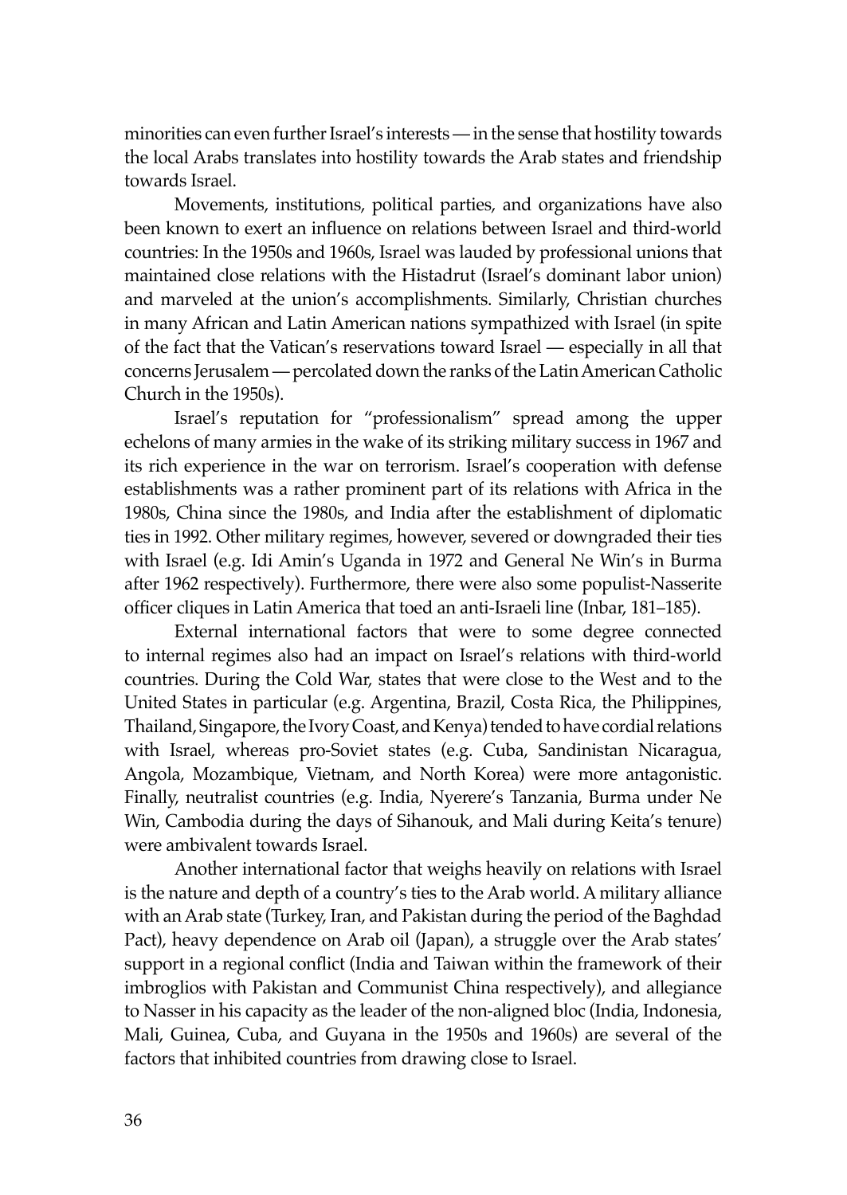minorities can even further Israel's interests — in the sense that hostility towards the local Arabs translates into hostility towards the Arab states and friendship towards Israel.

Movements, institutions, political parties, and organizations have also been known to exert an influence on relations between Israel and third-world countries: In the 1950s and 1960s, Israel was lauded by professional unions that maintained close relations with the Histadrut (Israel's dominant labor union) and marveled at the union's accomplishments. Similarly, Christian churches in many African and Latin American nations sympathized with Israel (in spite of the fact that the Vatican's reservations toward Israel — especially in all that concerns Jerusalem — percolated down the ranks of the Latin American Catholic Church in the 1950s).

Israel's reputation for "professionalism" spread among the upper echelons of many armies in the wake of its striking military success in 1967 and its rich experience in the war on terrorism. Israel's cooperation with defense establishments was a rather prominent part of its relations with Africa in the 1980s, China since the 1980s, and India after the establishment of diplomatic ties in 1992. Other military regimes, however, severed or downgraded their ties with Israel (e.g. Idi Amin's Uganda in 1972 and General Ne Win's in Burma after 1962 respectively). Furthermore, there were also some populist-Nasserite officer cliques in Latin America that toed an anti-Israeli line (Inbar, 181–185).

External international factors that were to some degree connected to internal regimes also had an impact on Israel's relations with third-world countries. During the Cold War, states that were close to the West and to the United States in particular (e.g. Argentina, Brazil, Costa Rica, the Philippines, Thailand, Singapore, the Ivory Coast, and Kenya) tended to have cordial relations with Israel, whereas pro-Soviet states (e.g. Cuba, Sandinistan Nicaragua, Angola, Mozambique, Vietnam, and North Korea) were more antagonistic. Finally, neutralist countries (e.g. India, Nyerere's Tanzania, Burma under Ne Win, Cambodia during the days of Sihanouk, and Mali during Keita's tenure) were ambivalent towards Israel.

Another international factor that weighs heavily on relations with Israel is the nature and depth of a country's ties to the Arab world. A military alliance with an Arab state (Turkey, Iran, and Pakistan during the period of the Baghdad Pact), heavy dependence on Arab oil (Japan), a struggle over the Arab states' support in a regional conflict (India and Taiwan within the framework of their imbroglios with Pakistan and Communist China respectively), and allegiance to Nasser in his capacity as the leader of the non-aligned bloc (India, Indonesia, Mali, Guinea, Cuba, and Guyana in the 1950s and 1960s) are several of the factors that inhibited countries from drawing close to Israel.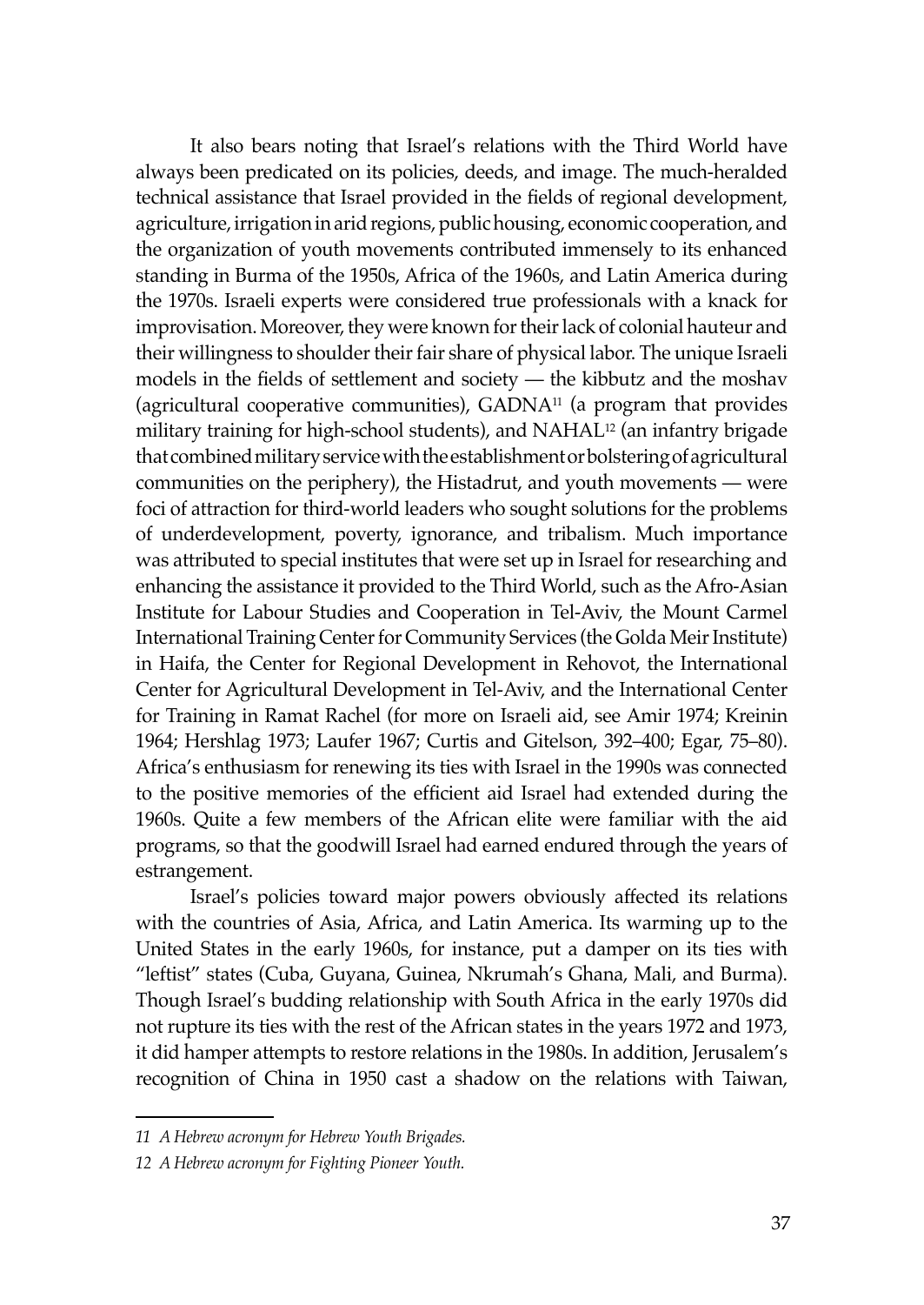It also bears noting that Israel's relations with the Third World have always been predicated on its policies, deeds, and image. The much-heralded technical assistance that Israel provided in the fields of regional development, agriculture, irrigation in arid regions, public housing, economic cooperation, and the organization of youth movements contributed immensely to its enhanced standing in Burma of the 1950s, Africa of the 1960s, and Latin America during the 1970s. Israeli experts were considered true professionals with a knack for improvisation. Moreover, they were known for their lack of colonial hauteur and their willingness to shoulder their fair share of physical labor. The unique Israeli models in the fields of settlement and society — the kibbutz and the moshav (agricultural cooperative communities), GADNA[11] (a program that provides military training for high-school students), and NAHAL[12] (an infantry brigade that combined military service with the establishment or bolstering of agricultural communities on the periphery), the Histadrut, and youth movements — were foci of attraction for third-world leaders who sought solutions for the problems of underdevelopment, poverty, ignorance, and tribalism. Much importance was attributed to special institutes that were set up in Israel for researching and enhancing the assistance it provided to the Third World, such as the Afro-Asian Institute for Labour Studies and Cooperation in Tel-Aviv, the Mount Carmel International Training Center for Community Services (the Golda Meir Institute) in Haifa, the Center for Regional Development in Rehovot, the International Center for Agricultural Development in Tel-Aviv, and the International Center for Training in Ramat Rachel (for more on Israeli aid, see Amir 1974; Kreinin 1964; Hershlag 1973; Laufer 1967; Curtis and Gitelson, 392–400; Egar, 75–80). Africa's enthusiasm for renewing its ties with Israel in the 1990s was connected to the positive memories of the efficient aid Israel had extended during the 1960s. Quite a few members of the African elite were familiar with the aid programs, so that the goodwill Israel had earned endured through the years of estrangement.

Israel's policies toward major powers obviously affected its relations with the countries of Asia, Africa, and Latin America. Its warming up to the United States in the early 1960s, for instance, put a damper on its ties with "leftist" states (Cuba, Guyana, Guinea, Nkrumah's Ghana, Mali, and Burma). Though Israel's budding relationship with South Africa in the early 1970s did not rupture its ties with the rest of the African states in the years 1972 and 1973, it did hamper attempts to restore relations in the 1980s. In addition, Jerusalem's recognition of China in 1950 cast a shadow on the relations with Taiwan,

---

*11 A Hebrew acronym for Hebrew Youth Brigades.*

*12 A Hebrew acronym for Fighting Pioneer Youth.*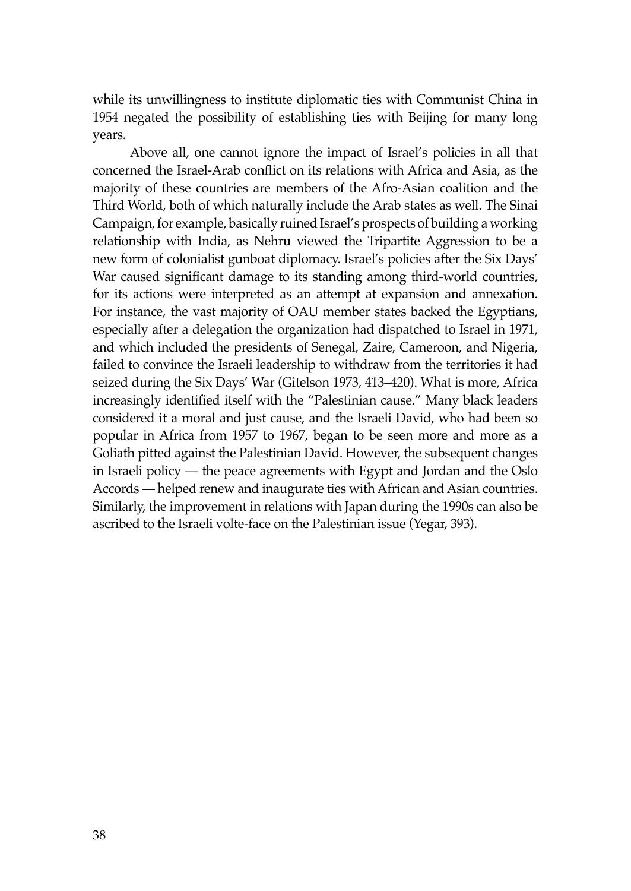while its unwillingness to institute diplomatic ties with Communist China in 1954 negated the possibility of establishing ties with Beijing for many long years.

Above all, one cannot ignore the impact of Israel's policies in all that concerned the Israel-Arab conflict on its relations with Africa and Asia, as the majority of these countries are members of the Afro-Asian coalition and the Third World, both of which naturally include the Arab states as well. The Sinai Campaign, for example, basically ruined Israel's prospects of building a working relationship with India, as Nehru viewed the Tripartite Aggression to be a new form of colonialist gunboat diplomacy. Israel's policies after the Six Days' War caused significant damage to its standing among third-world countries, for its actions were interpreted as an attempt at expansion and annexation. For instance, the vast majority of OAU member states backed the Egyptians, especially after a delegation the organization had dispatched to Israel in 1971, and which included the presidents of Senegal, Zaire, Cameroon, and Nigeria, failed to convince the Israeli leadership to withdraw from the territories it had seized during the Six Days' War (Gitelson 1973, 413–420). What is more, Africa increasingly identified itself with the "Palestinian cause." Many black leaders considered it a moral and just cause, and the Israeli David, who had been so popular in Africa from 1957 to 1967, began to be seen more and more as a Goliath pitted against the Palestinian David. However, the subsequent changes in Israeli policy — the peace agreements with Egypt and Jordan and the Oslo Accords — helped renew and inaugurate ties with African and Asian countries. Similarly, the improvement in relations with Japan during the 1990s can also be ascribed to the Israeli volte-face on the Palestinian issue (Yegar, 393).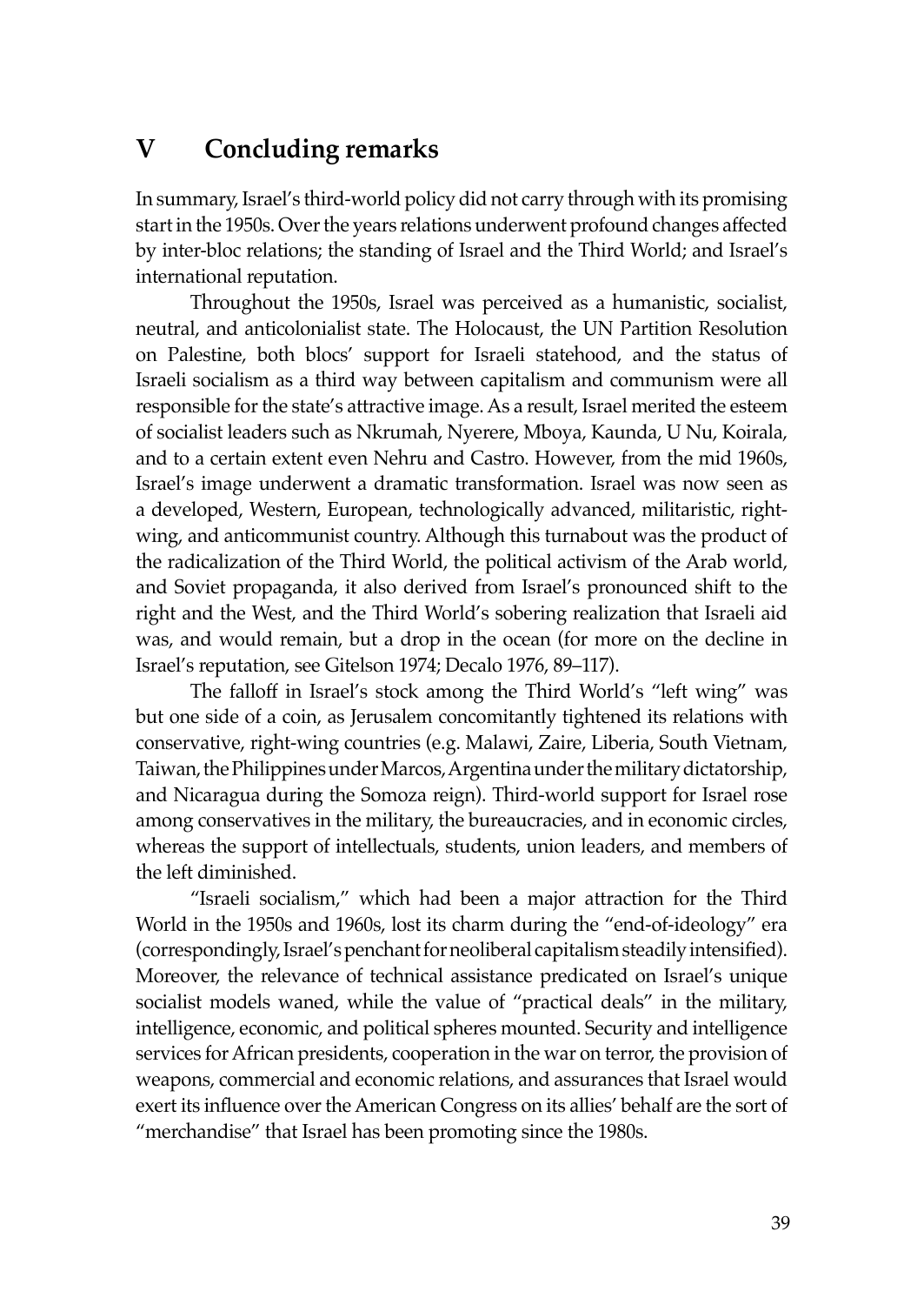## V Concluding remarks

In summary, Israel's third-world policy did not carry through with its promising start in the 1950s. Over the years relations underwent profound changes affected by inter-bloc relations; the standing of Israel and the Third World; and Israel's international reputation.

Throughout the 1950s, Israel was perceived as a humanistic, socialist, neutral, and anticolonialist state. The Holocaust, the UN Partition Resolution on Palestine, both blocs' support for Israeli statehood, and the status of Israeli socialism as a third way between capitalism and communism were all responsible for the state's attractive image. As a result, Israel merited the esteem of socialist leaders such as Nkrumah, Nyerere, Mboya, Kaunda, U Nu, Koirala, and to a certain extent even Nehru and Castro. However, from the mid 1960s, Israel's image underwent a dramatic transformation. Israel was now seen as a developed, Western, European, technologically advanced, militaristic, right-wing, and anticommunist country. Although this turnabout was the product of the radicalization of the Third World, the political activism of the Arab world, and Soviet propaganda, it also derived from Israel's pronounced shift to the right and the West, and the Third World's sobering realization that Israeli aid was, and would remain, but a drop in the ocean (for more on the decline in Israel's reputation, see Gitelson 1974; Decalo 1976, 89–117).

The falloff in Israel's stock among the Third World's "left wing" was but one side of a coin, as Jerusalem concomitantly tightened its relations with conservative, right-wing countries (e.g. Malawi, Zaire, Liberia, South Vietnam, Taiwan, the Philippines under Marcos, Argentina under the military dictatorship, and Nicaragua during the Somoza reign). Third-world support for Israel rose among conservatives in the military, the bureaucracies, and in economic circles, whereas the support of intellectuals, students, union leaders, and members of the left diminished.

"Israeli socialism," which had been a major attraction for the Third World in the 1950s and 1960s, lost its charm during the "end-of-ideology" era (correspondingly, Israel's penchant for neoliberal capitalism steadily intensified). Moreover, the relevance of technical assistance predicated on Israel's unique socialist models waned, while the value of "practical deals" in the military, intelligence, economic, and political spheres mounted. Security and intelligence services for African presidents, cooperation in the war on terror, the provision of weapons, commercial and economic relations, and assurances that Israel would exert its influence over the American Congress on its allies' behalf are the sort of "merchandise" that Israel has been promoting since the 1980s.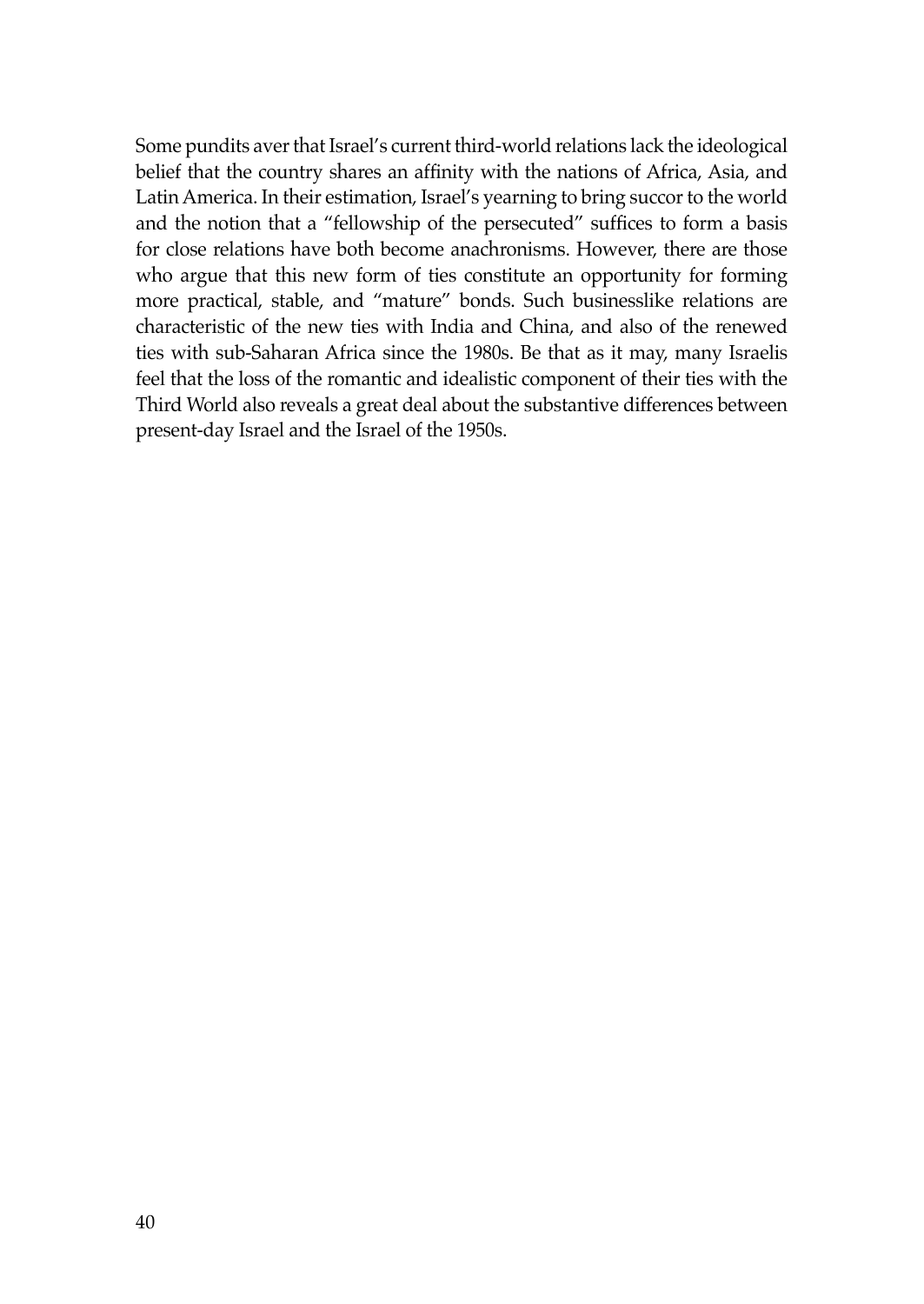Some pundits aver that Israel's current third-world relations lack the ideological belief that the country shares an affinity with the nations of Africa, Asia, and Latin America. In their estimation, Israel's yearning to bring succor to the world and the notion that a "fellowship of the persecuted" suffices to form a basis for close relations have both become anachronisms. However, there are those who argue that this new form of ties constitute an opportunity for forming more practical, stable, and "mature" bonds. Such businesslike relations are characteristic of the new ties with India and China, and also of the renewed ties with sub-Saharan Africa since the 1980s. Be that as it may, many Israelis feel that the loss of the romantic and idealistic component of their ties with the Third World also reveals a great deal about the substantive differences between present-day Israel and the Israel of the 1950s.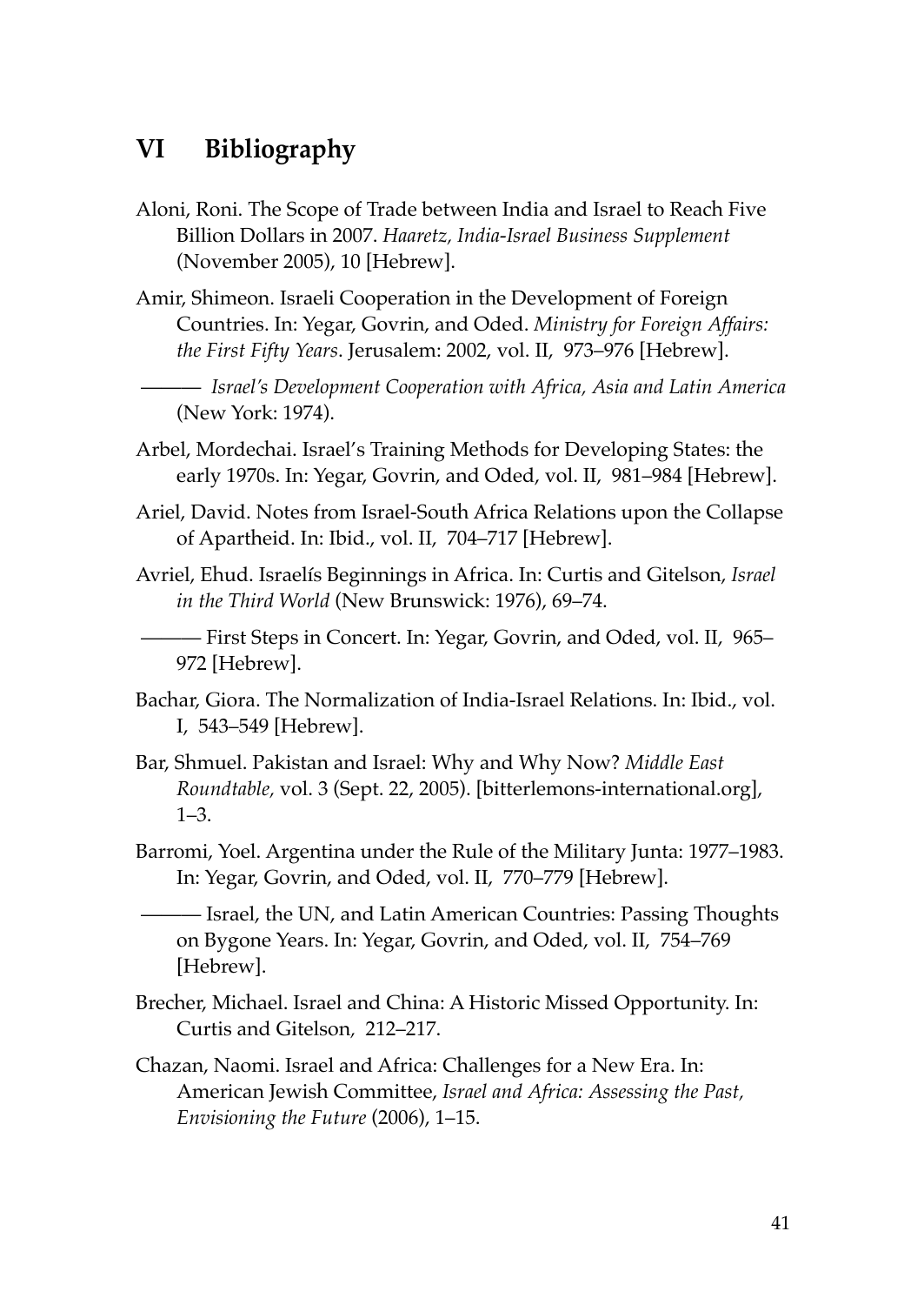## VI Bibliography

Aloni, Roni. The Scope of Trade between India and Israel to Reach Five Billion Dollars in 2007. *Haaretz, India-Israel Business Supplement* (November 2005), 10 [Hebrew].

Amir, Shimeon. Israeli Cooperation in the Development of Foreign Countries. In: Yegar, Govrin, and Oded. *Ministry for Foreign Affairs: the First Fifty Years*. Jerusalem: 2002, vol. II, 973–976 [Hebrew].

——— *Israel's Development Cooperation with Africa, Asia and Latin America* (New York: 1974).

Arbel, Mordechai. Israel's Training Methods for Developing States: the early 1970s. In: Yegar, Govrin, and Oded, vol. II, 981–984 [Hebrew].

Ariel, David. Notes from Israel-South Africa Relations upon the Collapse of Apartheid. In: Ibid., vol. II, 704–717 [Hebrew].

Avriel, Ehud. Israelís Beginnings in Africa. In: Curtis and Gitelson, *Israel in the Third World* (New Brunswick: 1976), 69–74.

——— First Steps in Concert. In: Yegar, Govrin, and Oded, vol. II, 965–972 [Hebrew].

Bachar, Giora. The Normalization of India-Israel Relations. In: Ibid., vol. I, 543–549 [Hebrew].

Bar, Shmuel. Pakistan and Israel: Why and Why Now? *Middle East Roundtable,* vol. 3 (Sept. 22, 2005). [bitterlemons-international.org], 1–3.

Barromi, Yoel. Argentina under the Rule of the Military Junta: 1977–1983. In: Yegar, Govrin, and Oded, vol. II, 770–779 [Hebrew].

——— Israel, the UN, and Latin American Countries: Passing Thoughts on Bygone Years. In: Yegar, Govrin, and Oded, vol. II, 754–769 [Hebrew].

Brecher, Michael. Israel and China: A Historic Missed Opportunity. In: Curtis and Gitelson, 212–217.

Chazan, Naomi. Israel and Africa: Challenges for a New Era. In: American Jewish Committee, *Israel and Africa: Assessing the Past, Envisioning the Future* (2006), 1–15.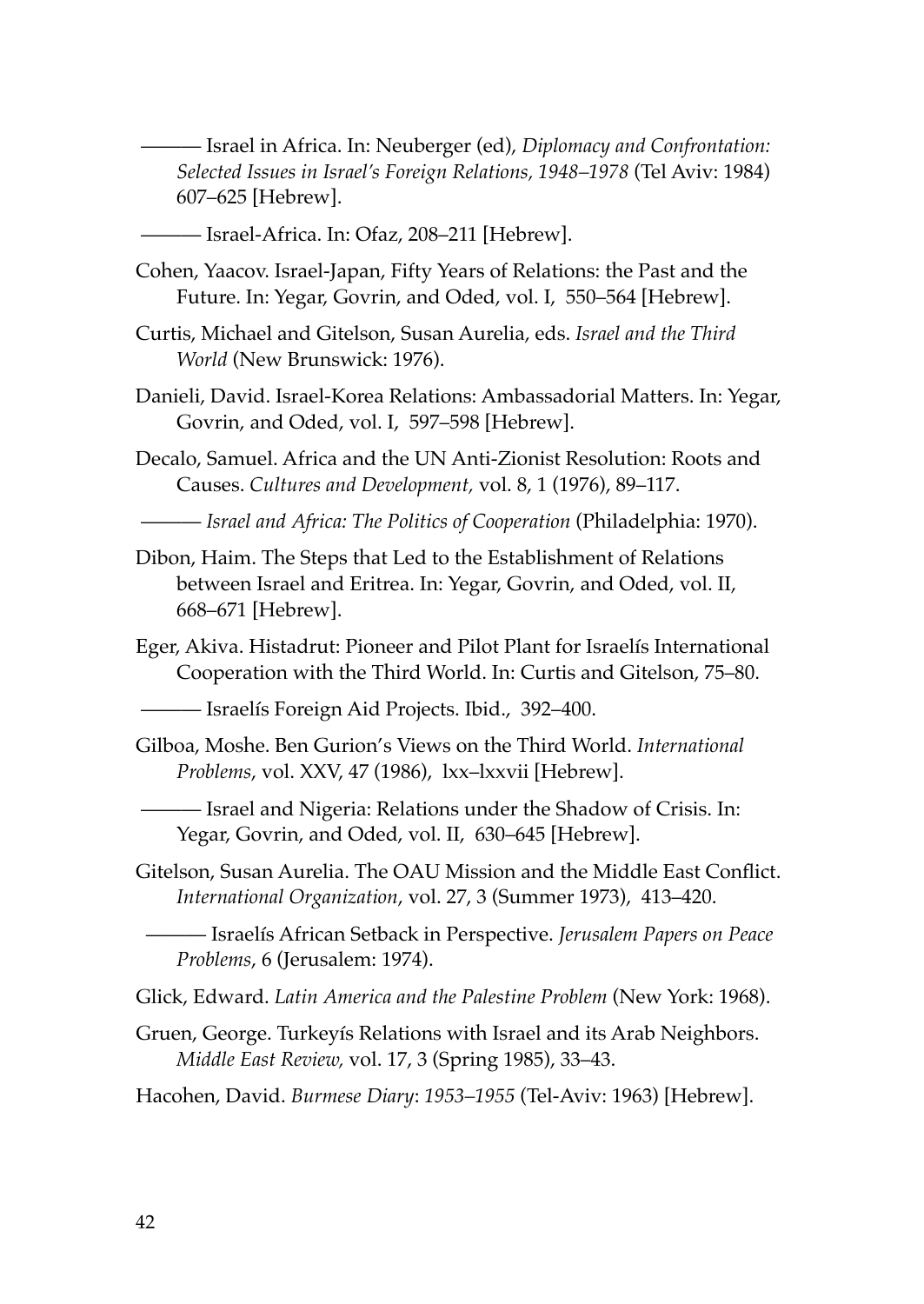——— Israel in Africa. In: Neuberger (ed), *Diplomacy and Confrontation: Selected Issues in Israel's Foreign Relations, 1948–1978* (Tel Aviv: 1984) 607–625 [Hebrew].

——— Israel-Africa. In: Ofaz, 208–211 [Hebrew].

Cohen, Yaacov. Israel-Japan, Fifty Years of Relations: the Past and the Future. In: Yegar, Govrin, and Oded, vol. I, 550–564 [Hebrew].

Curtis, Michael and Gitelson, Susan Aurelia, eds. *Israel and the Third World* (New Brunswick: 1976).

Danieli, David. Israel-Korea Relations: Ambassadorial Matters. In: Yegar, Govrin, and Oded, vol. I, 597–598 [Hebrew].

Decalo, Samuel. Africa and the UN Anti-Zionist Resolution: Roots and Causes. *Cultures and Development,* vol. 8, 1 (1976), 89–117.

——— *Israel and Africa: The Politics of Cooperation* (Philadelphia: 1970).

Dibon, Haim. The Steps that Led to the Establishment of Relations between Israel and Eritrea. In: Yegar, Govrin, and Oded, vol. II, 668–671 [Hebrew].

Eger, Akiva. Histadrut: Pioneer and Pilot Plant for Israelís International Cooperation with the Third World. In: Curtis and Gitelson, 75–80.

——— Israelís Foreign Aid Projects. Ibid., 392–400.

Gilboa, Moshe. Ben Gurion's Views on the Third World. *International Problems*, vol. XXV, 47 (1986), lxx–lxxvii [Hebrew].

——— Israel and Nigeria: Relations under the Shadow of Crisis. In: Yegar, Govrin, and Oded, vol. II, 630–645 [Hebrew].

Gitelson, Susan Aurelia. The OAU Mission and the Middle East Conflict. *International Organization*, vol. 27, 3 (Summer 1973), 413–420.

——— Israelís African Setback in Perspective. *Jerusalem Papers on Peace Problems*, 6 (Jerusalem: 1974).

Glick, Edward. *Latin America and the Palestine Problem* (New York: 1968).

Gruen, George. Turkeyís Relations with Israel and its Arab Neighbors. *Middle East Review,* vol. 17, 3 (Spring 1985), 33–43.

Hacohen, David. *Burmese Diary*: *1953–1955* (Tel-Aviv: 1963) [Hebrew].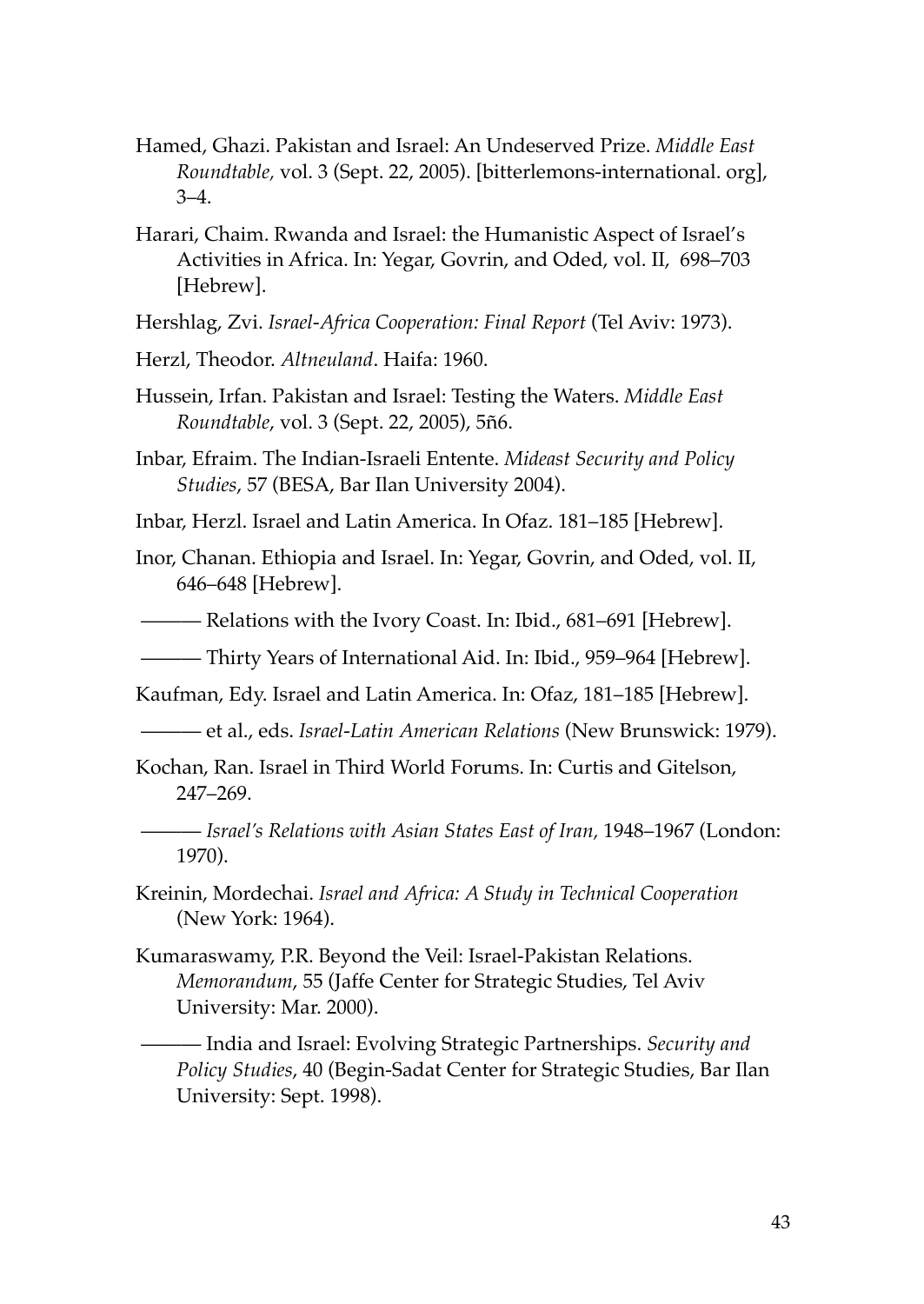Hamed, Ghazi. Pakistan and Israel: An Undeserved Prize. *Middle East Roundtable,* vol. 3 (Sept. 22, 2005). [bitterlemons-international. org], 3–4.

Harari, Chaim. Rwanda and Israel: the Humanistic Aspect of Israel's Activities in Africa. In: Yegar, Govrin, and Oded, vol. II, 698–703 [Hebrew].

Hershlag, Zvi. *Israel-Africa Cooperation: Final Report* (Tel Aviv: 1973).

Herzl, Theodor. *Altneuland*. Haifa: 1960.

Hussein, Irfan. Pakistan and Israel: Testing the Waters. *Middle East Roundtable*, vol. 3 (Sept. 22, 2005), 5ñ6.

Inbar, Efraim. The Indian-Israeli Entente. *Mideast Security and Policy Studies*, 57 (BESA, Bar Ilan University 2004).

Inbar, Herzl. Israel and Latin America. In Ofaz. 181–185 [Hebrew].

Inor, Chanan. Ethiopia and Israel. In: Yegar, Govrin, and Oded, vol. II, 646–648 [Hebrew].

——— Relations with the Ivory Coast. In: Ibid., 681–691 [Hebrew].

——— Thirty Years of International Aid. In: Ibid., 959–964 [Hebrew].

Kaufman, Edy. Israel and Latin America. In: Ofaz, 181–185 [Hebrew].

——— et al., eds. *Israel-Latin American Relations* (New Brunswick: 1979).

Kochan, Ran. Israel in Third World Forums. In: Curtis and Gitelson, 247–269.

——— *Israel's Relations with Asian States East of Iran,* 1948–1967 (London: 1970).

Kreinin, Mordechai. *Israel and Africa: A Study in Technical Cooperation* (New York: 1964).

Kumaraswamy, P.R. Beyond the Veil: Israel-Pakistan Relations. *Memorandum*, 55 (Jaffe Center for Strategic Studies, Tel Aviv University: Mar. 2000).

——— India and Israel: Evolving Strategic Partnerships. *Security and Policy Studies*, 40 (Begin-Sadat Center for Strategic Studies, Bar Ilan University: Sept. 1998).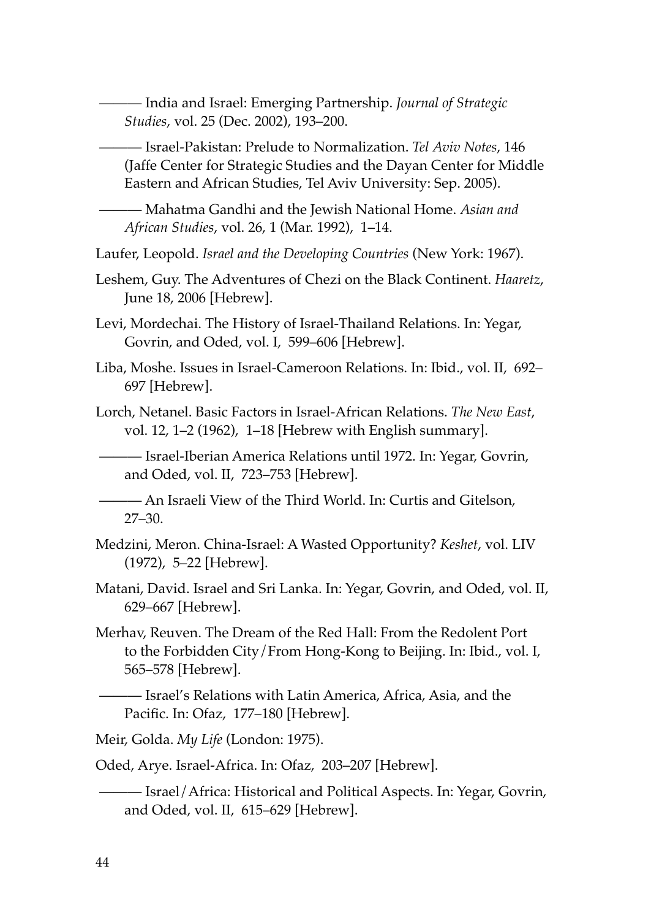——— India and Israel: Emerging Partnership. *Journal of Strategic Studies*, vol. 25 (Dec. 2002), 193–200.

——— Israel-Pakistan: Prelude to Normalization. *Tel Aviv Notes*, 146 (Jaffe Center for Strategic Studies and the Dayan Center for Middle Eastern and African Studies, Tel Aviv University: Sep. 2005).

——— Mahatma Gandhi and the Jewish National Home. *Asian and African Studies*, vol. 26, 1 (Mar. 1992), 1–14.

Laufer, Leopold. *Israel and the Developing Countries* (New York: 1967).

Leshem, Guy. The Adventures of Chezi on the Black Continent. *Haaretz*, June 18, 2006 [Hebrew].

Levi, Mordechai. The History of Israel-Thailand Relations. In: Yegar, Govrin, and Oded, vol. I, 599–606 [Hebrew].

Liba, Moshe. Issues in Israel-Cameroon Relations. In: Ibid., vol. II, 692–697 [Hebrew].

Lorch, Netanel. Basic Factors in Israel-African Relations. *The New East*, vol. 12, 1–2 (1962), 1–18 [Hebrew with English summary].

——— Israel-Iberian America Relations until 1972. In: Yegar, Govrin, and Oded, vol. II, 723–753 [Hebrew].

——— An Israeli View of the Third World. In: Curtis and Gitelson, 27–30.

Medzini, Meron. China-Israel: A Wasted Opportunity? *Keshet*, vol. LIV (1972), 5–22 [Hebrew].

Matani, David. Israel and Sri Lanka. In: Yegar, Govrin, and Oded, vol. II, 629–667 [Hebrew].

Merhav, Reuven. The Dream of the Red Hall: From the Redolent Port to the Forbidden City/From Hong-Kong to Beijing. In: Ibid., vol. I, 565–578 [Hebrew].

——— Israel's Relations with Latin America, Africa, Asia, and the Pacific. In: Ofaz, 177–180 [Hebrew].

Meir, Golda. *My Life* (London: 1975).

Oded, Arye. Israel-Africa. In: Ofaz, 203–207 [Hebrew].

——— Israel/Africa: Historical and Political Aspects. In: Yegar, Govrin, and Oded, vol. II, 615–629 [Hebrew].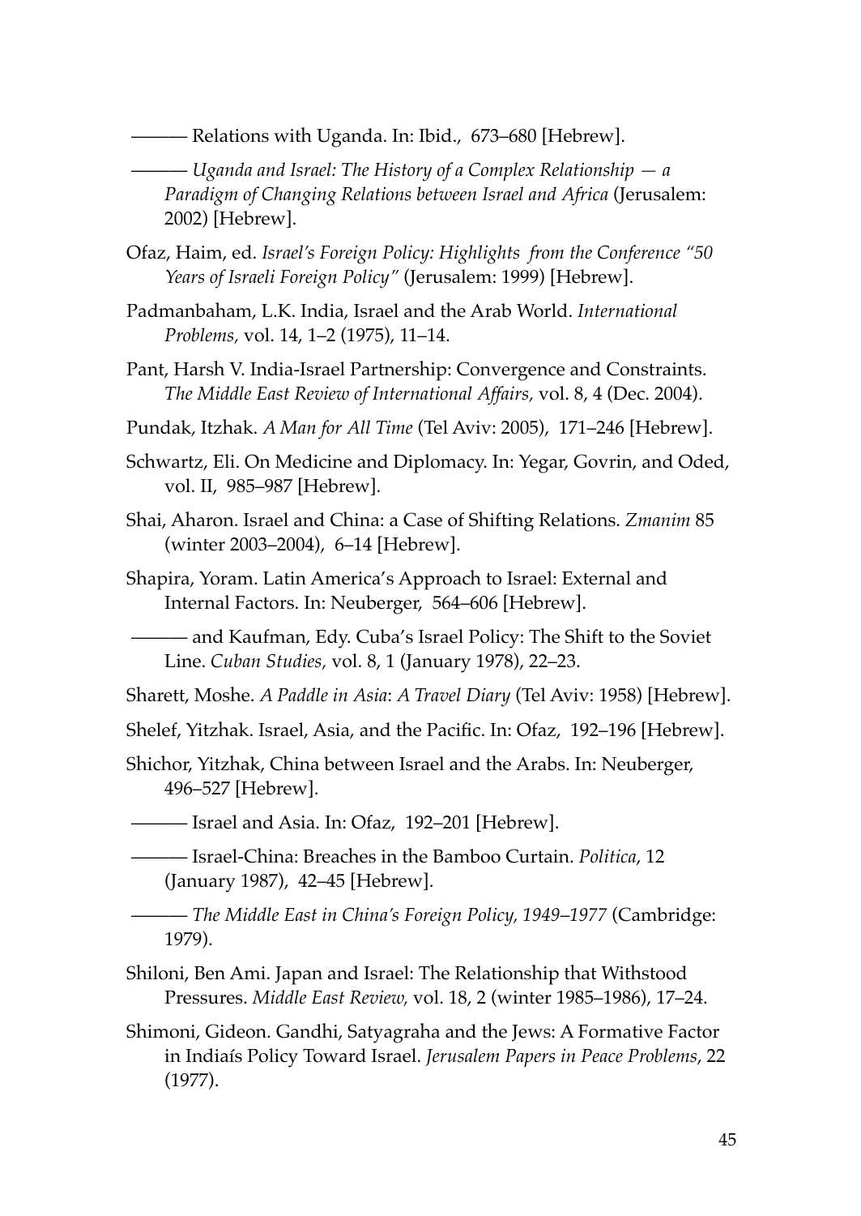——— Relations with Uganda. In: Ibid., 673–680 [Hebrew].

——— *Uganda and Israel: The History of a Complex Relationship — a Paradigm of Changing Relations between Israel and Africa* (Jerusalem: 2002) [Hebrew].

Ofaz, Haim, ed. *Israel's Foreign Policy: Highlights from the Conference "50 Years of Israeli Foreign Policy"* (Jerusalem: 1999) [Hebrew].

Padmanbaham, L.K. India, Israel and the Arab World. *International Problems,* vol. 14, 1–2 (1975), 11–14.

Pant, Harsh V. India-Israel Partnership: Convergence and Constraints. *The Middle East Review of International Affairs,* vol. 8, 4 (Dec. 2004).

Pundak, Itzhak. *A Man for All Time* (Tel Aviv: 2005), 171–246 [Hebrew].

Schwartz, Eli. On Medicine and Diplomacy. In: Yegar, Govrin, and Oded, vol. II, 985–987 [Hebrew].

Shai, Aharon. Israel and China: a Case of Shifting Relations. *Zmanim* 85 (winter 2003–2004), 6–14 [Hebrew].

Shapira, Yoram. Latin America's Approach to Israel: External and Internal Factors. In: Neuberger, 564–606 [Hebrew].

——— and Kaufman, Edy. Cuba's Israel Policy: The Shift to the Soviet Line. *Cuban Studies,* vol. 8, 1 (January 1978), 22–23.

Sharett, Moshe. *A Paddle in Asia*: *A Travel Diary* (Tel Aviv: 1958) [Hebrew].

Shelef, Yitzhak. Israel, Asia, and the Pacific. In: Ofaz, 192–196 [Hebrew].

Shichor, Yitzhak, China between Israel and the Arabs. In: Neuberger, 496–527 [Hebrew].

——— Israel and Asia. In: Ofaz, 192–201 [Hebrew].

——— Israel-China: Breaches in the Bamboo Curtain. *Politica*, 12 (January 1987), 42–45 [Hebrew].

——— *The Middle East in China's Foreign Policy, 1949–1977* (Cambridge: 1979).

Shiloni, Ben Ami. Japan and Israel: The Relationship that Withstood Pressures. *Middle East Review,* vol. 18, 2 (winter 1985–1986), 17–24.

Shimoni, Gideon. Gandhi, Satyagraha and the Jews: A Formative Factor in Indiaís Policy Toward Israel. *Jerusalem Papers in Peace Problems*, 22 (1977).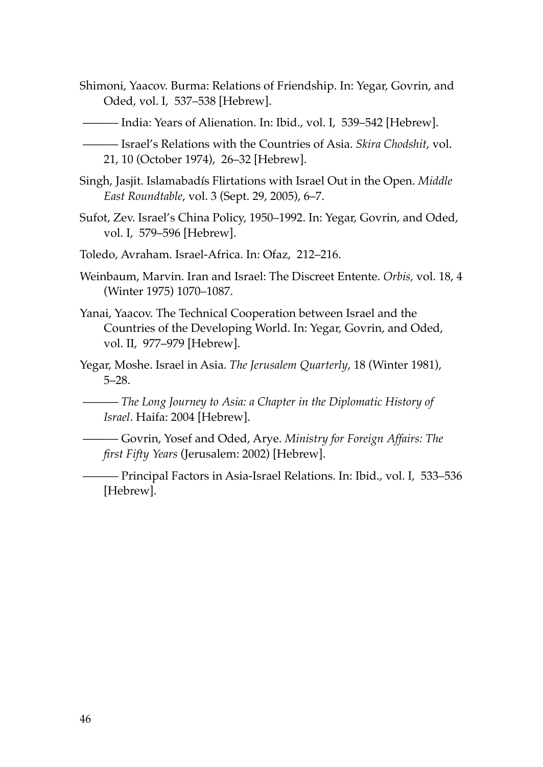Shimoni, Yaacov. Burma: Relations of Friendship. In: Yegar, Govrin, and Oded, vol. I, 537–538 [Hebrew].

——— India: Years of Alienation. In: Ibid., vol. I, 539–542 [Hebrew].

——— Israel's Relations with the Countries of Asia. *Skira Chodshit*, vol. 21, 10 (October 1974), 26–32 [Hebrew].

Singh, Jasjit. Islamabadís Flirtations with Israel Out in the Open. *Middle East Roundtable*, vol. 3 (Sept. 29, 2005), 6–7.

Sufot, Zev. Israel's China Policy, 1950–1992. In: Yegar, Govrin, and Oded, vol. I, 579–596 [Hebrew].

Toledo, Avraham. Israel-Africa. In: Ofaz, 212–216.

Weinbaum, Marvin. Iran and Israel: The Discreet Entente. *Orbis*, vol. 18, 4 (Winter 1975) 1070–1087.

Yanai, Yaacov. The Technical Cooperation between Israel and the Countries of the Developing World. In: Yegar, Govrin, and Oded, vol. II, 977–979 [Hebrew].

Yegar, Moshe. Israel in Asia. *The Jerusalem Quarterly*, 18 (Winter 1981), 5–28.

——— *The Long Journey to Asia: a Chapter in the Diplomatic History of Israel*. Haifa: 2004 [Hebrew].

——— Govrin, Yosef and Oded, Arye. *Ministry for Foreign Affairs: The first Fifty Years* (Jerusalem: 2002) [Hebrew].

——— Principal Factors in Asia-Israel Relations. In: Ibid., vol. I, 533–536 [Hebrew].